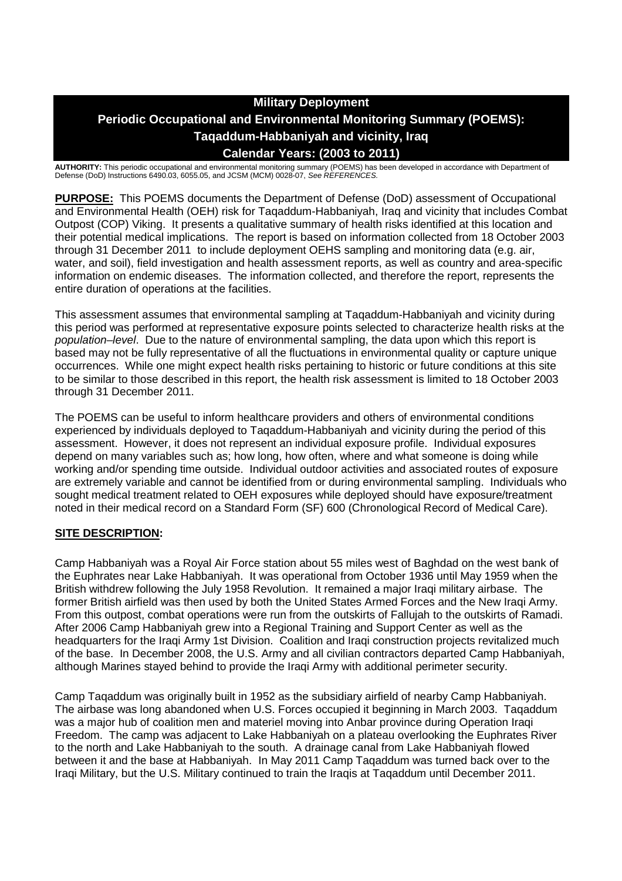# Military Deployment
## Periodic Occupational and Environmental Monitoring Summary (POEMS): Taqaddum-Habbaniyah and vicinity, Iraq
### Calendar Years: (2003 to 2011)

**AUTHORITY:** This periodic occupational and environmental monitoring summary (POEMS) has been developed in accordance with Department of Defense (DoD) Instructions 6490.03, 6055.05, and JCSM (MCM) 0028-07, *See REFERENCES.*

**PURPOSE:** This POEMS documents the Department of Defense (DoD) assessment of Occupational and Environmental Health (OEH) risk for Taqaddum-Habbaniyah, Iraq and vicinity that includes Combat Outpost (COP) Viking. It presents a qualitative summary of health risks identified at this location and their potential medical implications. The report is based on information collected from 18 October 2003 through 31 December 2011 to include deployment OEHS sampling and monitoring data (e.g. air, water, and soil), field investigation and health assessment reports, as well as country and area-specific information on endemic diseases. The information collected, and therefore the report, represents the entire duration of operations at the facilities.

This assessment assumes that environmental sampling at Taqaddum-Habbaniyah and vicinity during this period was performed at representative exposure points selected to characterize health risks at the *population–level*. Due to the nature of environmental sampling, the data upon which this report is based may not be fully representative of all the fluctuations in environmental quality or capture unique occurrences. While one might expect health risks pertaining to historic or future conditions at this site to be similar to those described in this report, the health risk assessment is limited to 18 October 2003 through 31 December 2011.

The POEMS can be useful to inform healthcare providers and others of environmental conditions experienced by individuals deployed to Taqaddum-Habbaniyah and vicinity during the period of this assessment. However, it does not represent an individual exposure profile. Individual exposures depend on many variables such as; how long, how often, where and what someone is doing while working and/or spending time outside. Individual outdoor activities and associated routes of exposure are extremely variable and cannot be identified from or during environmental sampling. Individuals who sought medical treatment related to OEH exposures while deployed should have exposure/treatment noted in their medical record on a Standard Form (SF) 600 (Chronological Record of Medical Care).

**SITE DESCRIPTION:**

Camp Habbaniyah was a Royal Air Force station about 55 miles west of Baghdad on the west bank of the Euphrates near Lake Habbaniyah. It was operational from October 1936 until May 1959 when the British withdrew following the July 1958 Revolution. It remained a major Iraqi military airbase. The former British airfield was then used by both the United States Armed Forces and the New Iraqi Army. From this outpost, combat operations were run from the outskirts of Fallujah to the outskirts of Ramadi. After 2006 Camp Habbaniyah grew into a Regional Training and Support Center as well as the headquarters for the Iraqi Army 1st Division. Coalition and Iraqi construction projects revitalized much of the base. In December 2008, the U.S. Army and all civilian contractors departed Camp Habbaniyah, although Marines stayed behind to provide the Iraqi Army with additional perimeter security.

Camp Taqaddum was originally built in 1952 as the subsidiary airfield of nearby Camp Habbaniyah. The airbase was long abandoned when U.S. Forces occupied it beginning in March 2003. Taqaddum was a major hub of coalition men and materiel moving into Anbar province during Operation Iraqi Freedom. The camp was adjacent to Lake Habbaniyah on a plateau overlooking the Euphrates River to the north and Lake Habbaniyah to the south. A drainage canal from Lake Habbaniyah flowed between it and the base at Habbaniyah. In May 2011 Camp Taqaddum was turned back over to the Iraqi Military, but the U.S. Military continued to train the Iraqis at Taqaddum until December 2011.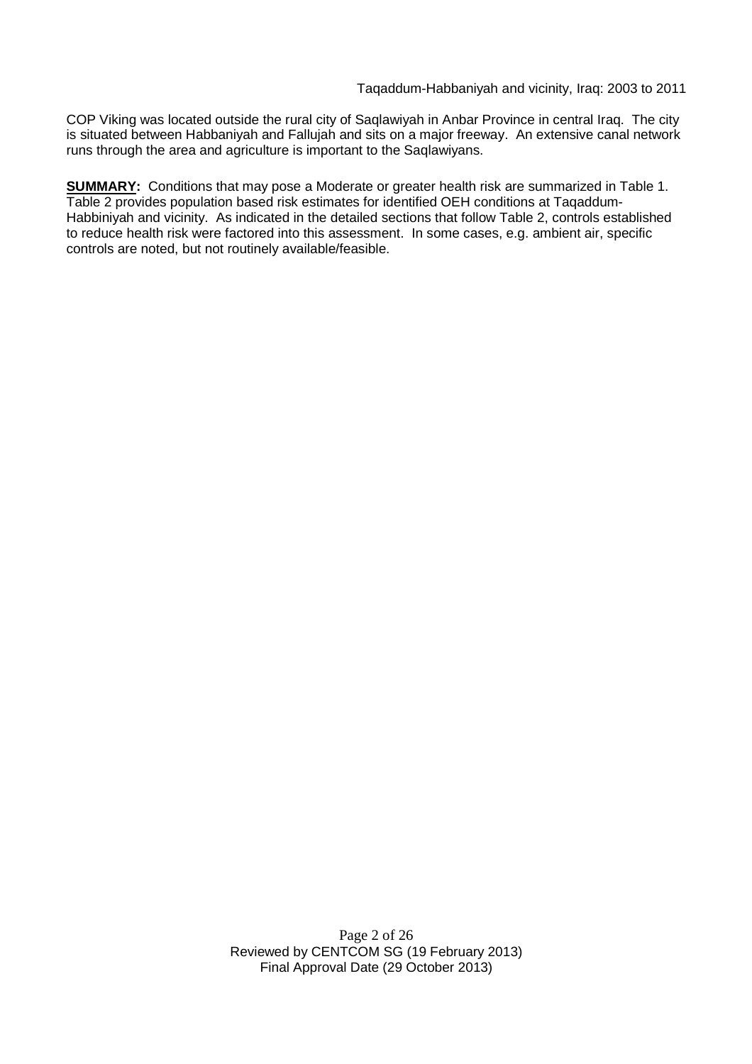COP Viking was located outside the rural city of Saqlawiyah in Anbar Province in central Iraq. The city is situated between Habbaniyah and Fallujah and sits on a major freeway. An extensive canal network runs through the area and agriculture is important to the Saqlawiyans.

**SUMMARY:** Conditions that may pose a Moderate or greater health risk are summarized in Table 1. Table 2 provides population based risk estimates for identified OEH conditions at Taqaddum-Habbiniyah and vicinity. As indicated in the detailed sections that follow Table 2, controls established to reduce health risk were factored into this assessment. In some cases, e.g. ambient air, specific controls are noted, but not routinely available/feasible.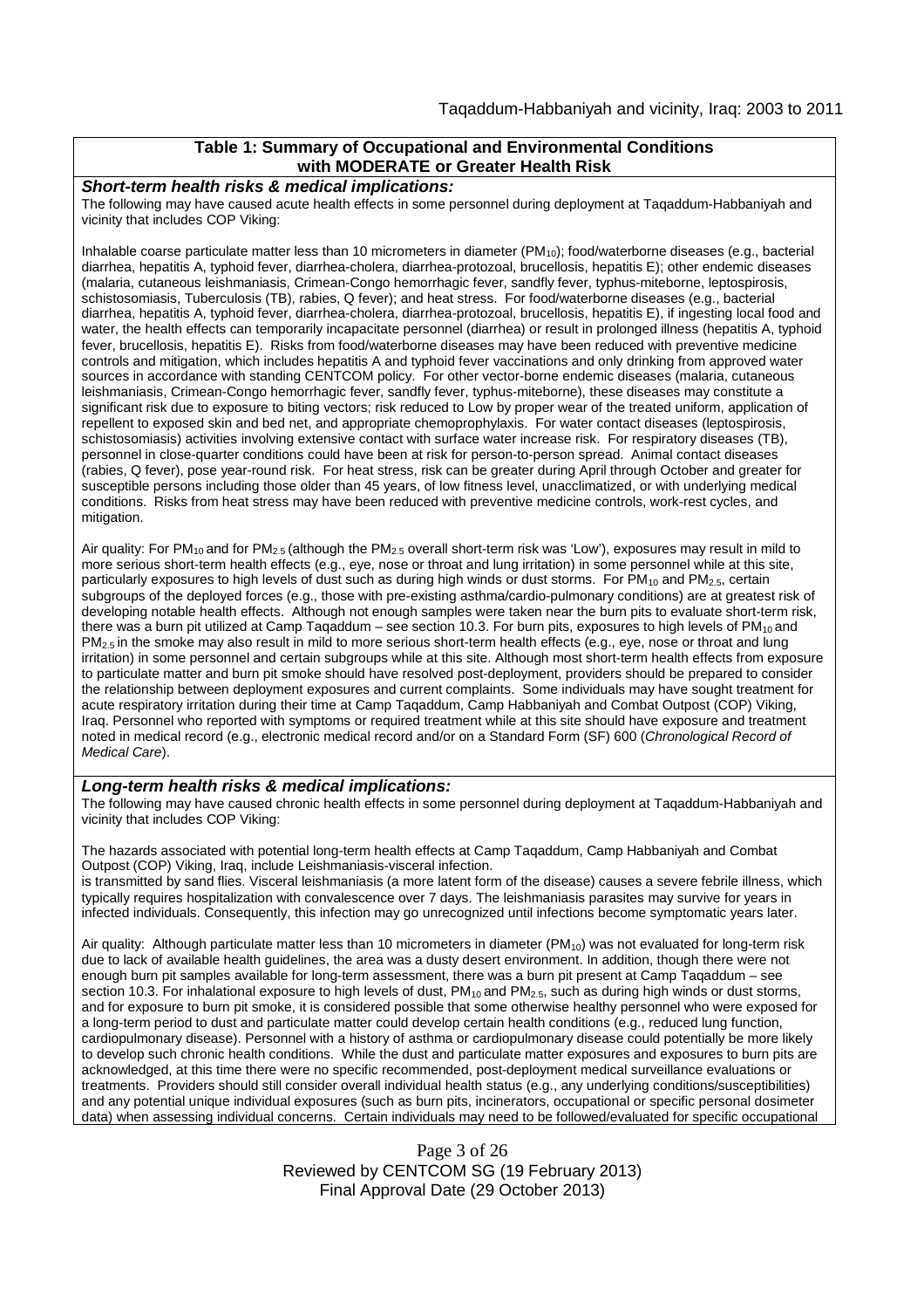**Table 1: Summary of Occupational and Environmental Conditions with MODERATE or Greater Health Risk**

***Short-term health risks & medical implications:***

The following may have caused acute health effects in some personnel during deployment at Taqaddum-Habbaniyah and vicinity that includes COP Viking:

Inhalable coarse particulate matter less than 10 micrometers in diameter ($PM_{10}$); food/waterborne diseases (e.g., bacterial diarrhea, hepatitis A, typhoid fever, diarrhea-cholera, diarrhea-protozoal, brucellosis, hepatitis E); other endemic diseases (malaria, cutaneous leishmaniasis, Crimean-Congo hemorrhagic fever, sandfly fever, typhus-miteborne, leptospirosis, schistosomiasis, Tuberculosis (TB), rabies, Q fever); and heat stress. For food/waterborne diseases (e.g., bacterial diarrhea, hepatitis A, typhoid fever, diarrhea-cholera, diarrhea-protozoal, brucellosis, hepatitis E), if ingesting local food and water, the health effects can temporarily incapacitate personnel (diarrhea) or result in prolonged illness (hepatitis A, typhoid fever, brucellosis, hepatitis E). Risks from food/waterborne diseases may have been reduced with preventive medicine controls and mitigation, which includes hepatitis A and typhoid fever vaccinations and only drinking from approved water sources in accordance with standing CENTCOM policy. For other vector-borne endemic diseases (malaria, cutaneous leishmaniasis, Crimean-Congo hemorrhagic fever, sandfly fever, typhus-miteborne), these diseases may constitute a significant risk due to exposure to biting vectors; risk reduced to Low by proper wear of the treated uniform, application of repellent to exposed skin and bed net, and appropriate chemoprophylaxis. For water contact diseases (leptospirosis, schistosomiasis) activities involving extensive contact with surface water increase risk. For respiratory diseases (TB), personnel in close-quarter conditions could have been at risk for person-to-person spread. Animal contact diseases (rabies, Q fever), pose year-round risk. For heat stress, risk can be greater during April through October and greater for susceptible persons including those older than 45 years, of low fitness level, unacclimatized, or with underlying medical conditions. Risks from heat stress may have been reduced with preventive medicine controls, work-rest cycles, and mitigation.

Air quality: For $PM_{10}$ and for $PM_{2.5}$ (although the $PM_{2.5}$ overall short-term risk was 'Low'), exposures may result in mild to more serious short-term health effects (e.g., eye, nose or throat and lung irritation) in some personnel while at this site, particularly exposures to high levels of dust such as during high winds or dust storms. For $PM_{10}$ and $PM_{2.5}$, certain subgroups of the deployed forces (e.g., those with pre-existing asthma/cardio-pulmonary conditions) are at greatest risk of developing notable health effects. Although not enough samples were taken near the burn pits to evaluate short-term risk, there was a burn pit utilized at Camp Taqaddum – see section 10.3. For burn pits, exposures to high levels of $PM_{10}$ and $PM_{2.5}$ in the smoke may also result in mild to more serious short-term health effects (e.g., eye, nose or throat and lung irritation) in some personnel and certain subgroups while at this site. Although most short-term health effects from exposure to particulate matter and burn pit smoke should have resolved post-deployment, providers should be prepared to consider the relationship between deployment exposures and current complaints. Some individuals may have sought treatment for acute respiratory irritation during their time at Camp Taqaddum, Camp Habbaniyah and Combat Outpost (COP) Viking, Iraq. Personnel who reported with symptoms or required treatment while at this site should have exposure and treatment noted in medical record (e.g., electronic medical record and/or on a Standard Form (SF) 600 (*Chronological Record of Medical Care*).

***Long-term health risks & medical implications:***

The following may have caused chronic health effects in some personnel during deployment at Taqaddum-Habbaniyah and vicinity that includes COP Viking:

The hazards associated with potential long-term health effects at Camp Taqaddum, Camp Habbaniyah and Combat Outpost (COP) Viking, Iraq, include Leishmaniasis-visceral infection.
is transmitted by sand flies. Visceral leishmaniasis (a more latent form of the disease) causes a severe febrile illness, which typically requires hospitalization with convalescence over 7 days. The leishmaniasis parasites may survive for years in infected individuals. Consequently, this infection may go unrecognized until infections become symptomatic years later.

Air quality: Although particulate matter less than 10 micrometers in diameter ($PM_{10}$) was not evaluated for long-term risk due to lack of available health guidelines, the area was a dusty desert environment. In addition, though there were not enough burn pit samples available for long-term assessment, there was a burn pit present at Camp Taqaddum – see section 10.3. For inhalational exposure to high levels of dust, $PM_{10}$ and $PM_{2.5}$, such as during high winds or dust storms, and for exposure to burn pit smoke, it is considered possible that some otherwise healthy personnel who were exposed for a long-term period to dust and particulate matter could develop certain health conditions (e.g., reduced lung function, cardiopulmonary disease). Personnel with a history of asthma or cardiopulmonary disease could potentially be more likely to develop such chronic health conditions. While the dust and particulate matter exposures and exposures to burn pits are acknowledged, at this time there were no specific recommended, post-deployment medical surveillance evaluations or treatments. Providers should still consider overall individual health status (e.g., any underlying conditions/susceptibilities) and any potential unique individual exposures (such as burn pits, incinerators, occupational or specific personal dosimeter data) when assessing individual concerns. Certain individuals may need to be followed/evaluated for specific occupational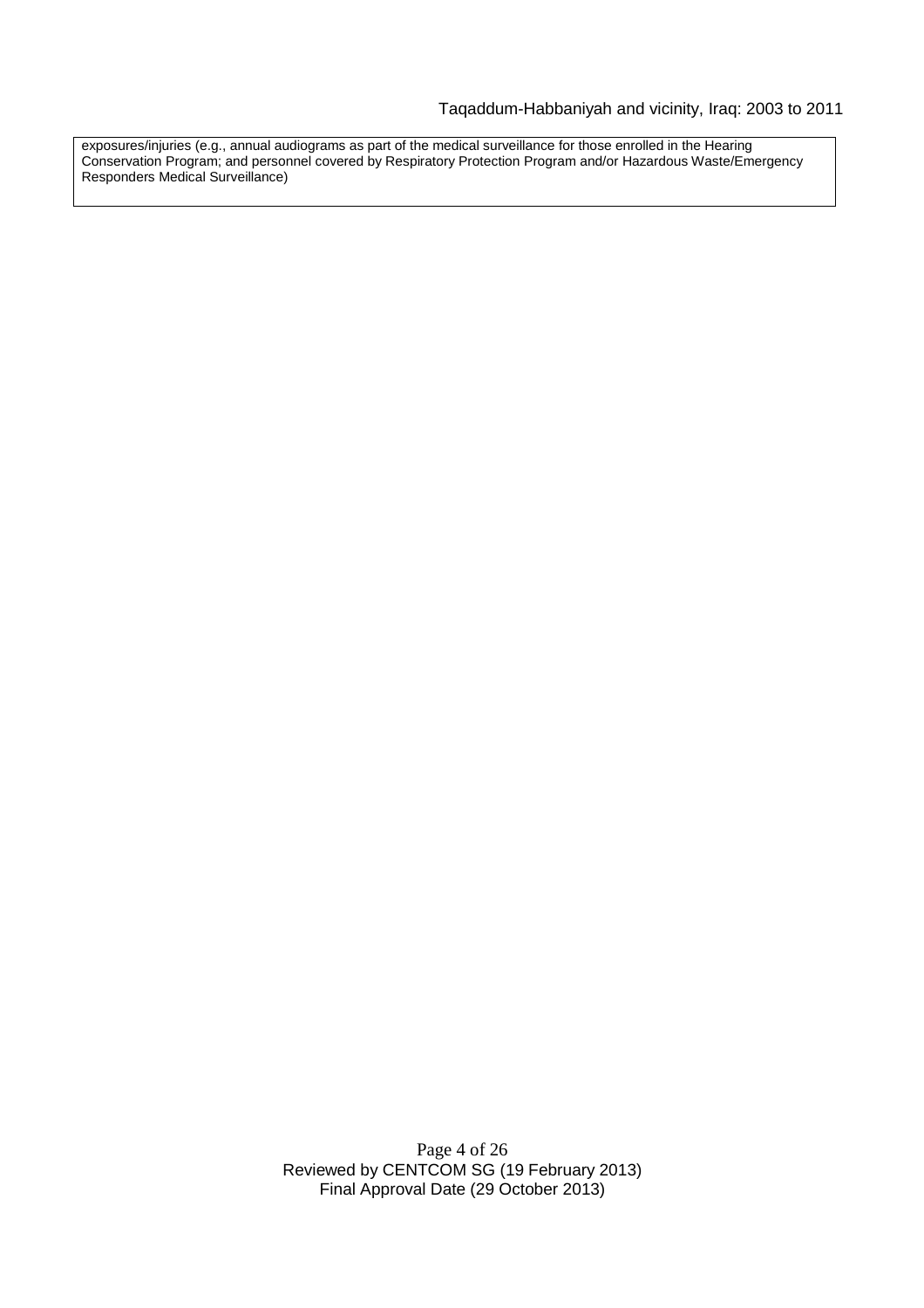exposures/injuries (e.g., annual audiograms as part of the medical surveillance for those enrolled in the Hearing Conservation Program; and personnel covered by Respiratory Protection Program and/or Hazardous Waste/Emergency Responders Medical Surveillance)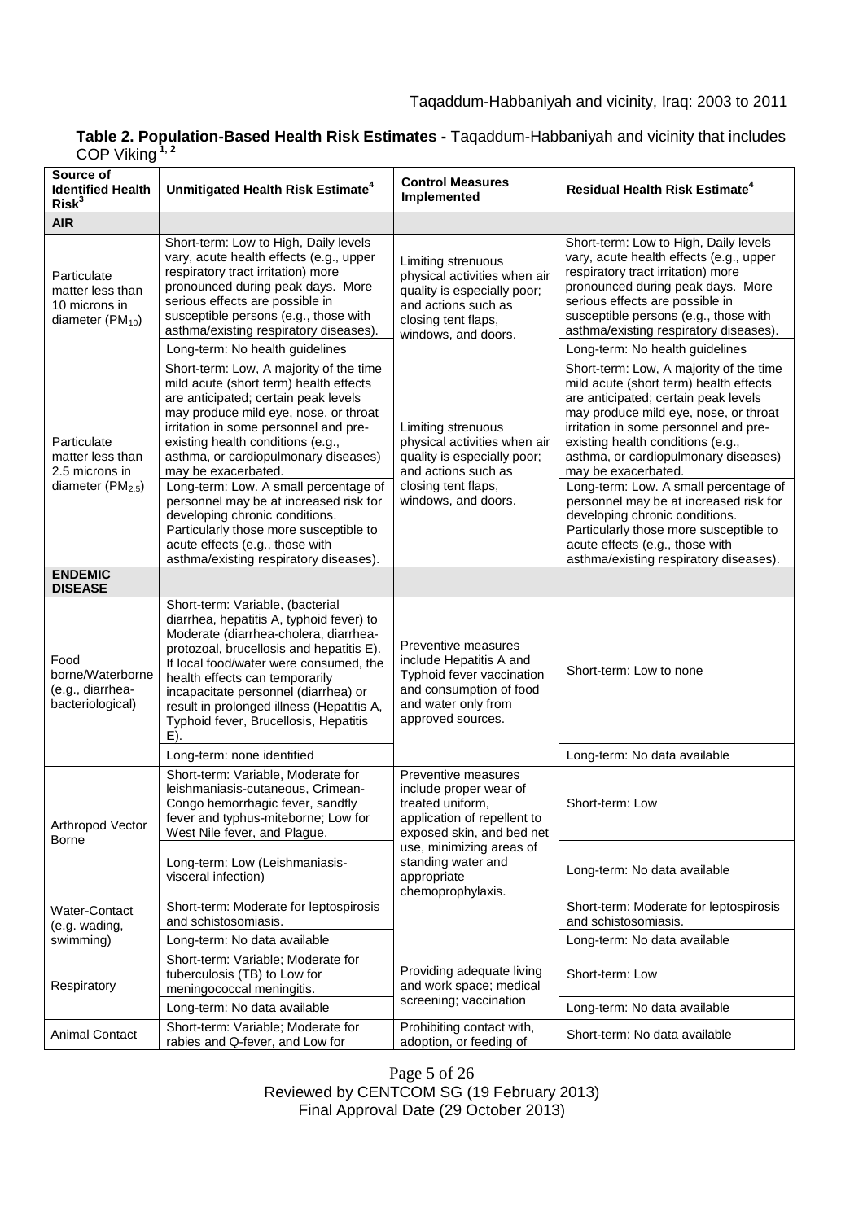**Table 2. Population-Based Health Risk Estimates -** Taqaddum-Habbaniyah and vicinity that includes COP Viking [1, 2]

| Source of Identified Health Risk[3] | Unmitigated Health Risk Estimate[4] | Control Measures Implemented | Residual Health Risk Estimate[4] |
|---|---|---|---|
| **AIR** | | | |
| Particulate matter less than 10 microns in diameter ($PM_{10}$) | Short-term: Low to High, Daily levels vary, acute health effects (e.g., upper respiratory tract irritation) more pronounced during peak days. More serious effects are possible in susceptible persons (e.g., those with asthma/existing respiratory diseases). | Limiting strenuous physical activities when air quality is especially poor; and actions such as closing tent flaps, windows, and doors. | Short-term: Low to High, Daily levels vary, acute health effects (e.g., upper respiratory tract irritation) more pronounced during peak days. More serious effects are possible in susceptible persons (e.g., those with asthma/existing respiratory diseases). |
| | Long-term: No health guidelines | | Long-term: No health guidelines |
| Particulate matter less than 2.5 microns in diameter ($PM_{2.5}$) | Short-term: Low, A majority of the time mild acute (short term) health effects are anticipated; certain peak levels may produce mild eye, nose, or throat irritation in some personnel and pre-existing health conditions (e.g., asthma, or cardiopulmonary diseases) may be exacerbated. | Limiting strenuous physical activities when air quality is especially poor; and actions such as closing tent flaps, windows, and doors. | Short-term: Low, A majority of the time mild acute (short term) health effects are anticipated; certain peak levels may produce mild eye, nose, or throat irritation in some personnel and pre-existing health conditions (e.g., asthma, or cardiopulmonary diseases) may be exacerbated. |
| | Long-term: Low. A small percentage of personnel may be at increased risk for developing chronic conditions. Particularly those more susceptible to acute effects (e.g., those with asthma/existing respiratory diseases). | | Long-term: Low. A small percentage of personnel may be at increased risk for developing chronic conditions. Particularly those more susceptible to acute effects (e.g., those with asthma/existing respiratory diseases). |
| **ENDEMIC DISEASE** | | | |
| Food borne/Waterborne (e.g., diarrhea-bacteriological) | Short-term: Variable, (bacterial diarrhea, hepatitis A, typhoid fever) to Moderate (diarrhea-cholera, diarrhea-protozoal, brucellosis and hepatitis E). If local food/water were consumed, the health effects can temporarily incapacitate personnel (diarrhea) or result in prolonged illness (Hepatitis A, Typhoid fever, Brucellosis, Hepatitis E). | Preventive measures include Hepatitis A and Typhoid fever vaccination and consumption of food and water only from approved sources. | Short-term: Low to none |
| | Long-term: none identified | | Long-term: No data available |
| Arthropod Vector Borne | Short-term: Variable, Moderate for leishmaniasis-cutaneous, Crimean-Congo hemorrhagic fever, sandfly fever and typhus-miteborne; Low for West Nile fever, and Plague. | Preventive measures include proper wear of treated uniform, application of repellent to exposed skin, and bed net use, minimizing areas of standing water and appropriate chemoprophylaxis. | Short-term: Low |
| | Long-term: Low (Leishmaniasis-visceral infection) | | Long-term: No data available |
| Water-Contact (e.g. wading, swimming) | Short-term: Moderate for leptospirosis and schistosomiasis. | | Short-term: Moderate for leptospirosis and schistosomiasis. |
| | Long-term: No data available | | Long-term: No data available |
| Respiratory | Short-term: Variable; Moderate for tuberculosis (TB) to Low for meningococcal meningitis. | Providing adequate living and work space; medical screening; vaccination | Short-term: Low |
| | Long-term: No data available | | Long-term: No data available |
| Animal Contact | Short-term: Variable; Moderate for rabies and Q-fever, and Low for | Prohibiting contact with, adoption, or feeding of | Short-term: No data available |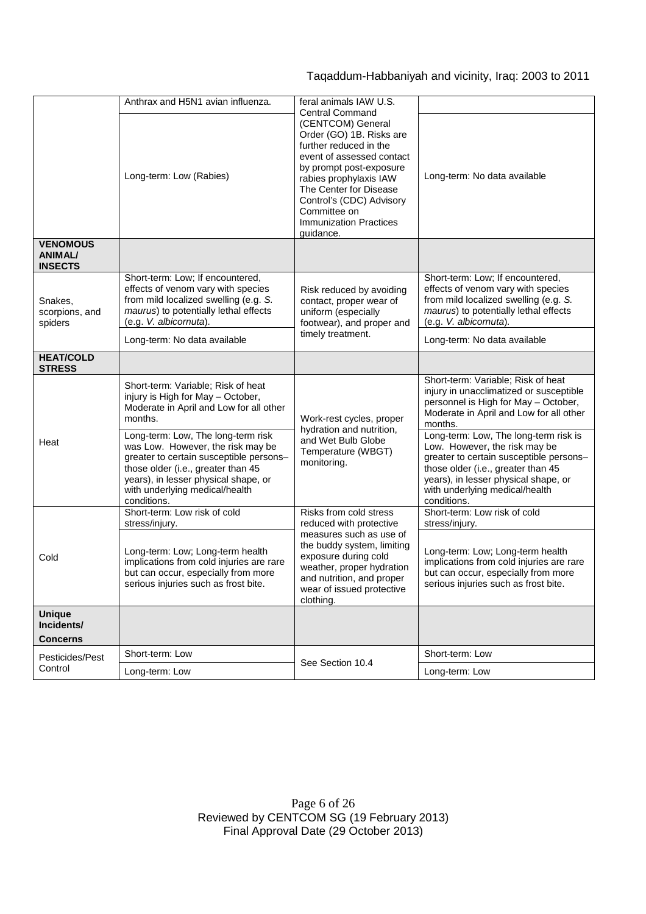| | | | |
|---|---|---|---|
| | Anthrax and H5N1 avian influenza. | feral animals IAW U.S. Central Command (CENTCOM) General Order (GO) 1B. Risks are further reduced in the event of assessed contact by prompt post-exposure rabies prophylaxis IAW The Center for Disease Control's (CDC) Advisory Committee on Immunization Practices guidance. | |
| | Long-term: Low (Rabies) | | Long-term: No data available |
| **VENOMOUS ANIMAL/ INSECTS** | | | |
| Snakes, scorpions, and spiders | Short-term: Low; If encountered, effects of venom vary with species from mild localized swelling (e.g. *S. maurus*) to potentially lethal effects (e.g. *V. albicornuta*). | Risk reduced by avoiding contact, proper wear of uniform (especially footwear), and proper and timely treatment. | Short-term: Low; If encountered, effects of venom vary with species from mild localized swelling (e.g. *S. maurus*) to potentially lethal effects (e.g. *V. albicornuta*). |
| | Long-term: No data available | | Long-term: No data available |
| **HEAT/COLD STRESS** | | | |
| Heat | Short-term: Variable; Risk of heat injury is High for May – October, Moderate in April and Low for all other months. | Work-rest cycles, proper hydration and nutrition, and Wet Bulb Globe Temperature (WBGT) monitoring. | Short-term: Variable; Risk of heat injury in unacclimatized or susceptible personnel is High for May – October, Moderate in April and Low for all other months. |
| | Long-term: Low, The long-term risk was Low. However, the risk may be greater to certain susceptible persons– those older (i.e., greater than 45 years), in lesser physical shape, or with underlying medical/health conditions. | | Long-term: Low, The long-term risk is Low. However, the risk may be greater to certain susceptible persons– those older (i.e., greater than 45 years), in lesser physical shape, or with underlying medical/health conditions. |
| Cold | Short-term: Low risk of cold stress/injury. | Risks from cold stress reduced with protective measures such as use of the buddy system, limiting exposure during cold weather, proper hydration and nutrition, and proper wear of issued protective clothing. | Short-term: Low risk of cold stress/injury. |
| | Long-term: Low; Long-term health implications from cold injuries are rare but can occur, especially from more serious injuries such as frost bite. | | Long-term: Low; Long-term health implications from cold injuries are rare but can occur, especially from more serious injuries such as frost bite. |
| **Unique Incidents/ Concerns** | | | |
| Pesticides/Pest Control | Short-term: Low | See Section 10.4 | Short-term: Low |
| | Long-term: Low | | Long-term: Low |

Reviewed by CENTCOM SG (19 February 2013)
Final Approval Date (29 October 2013)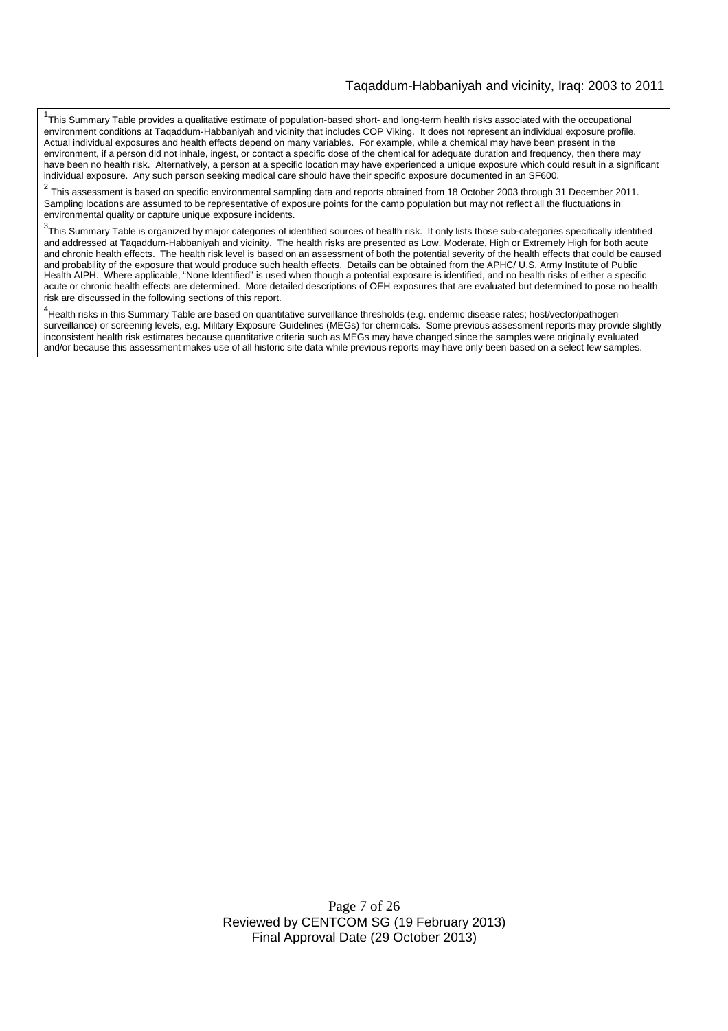[1]This Summary Table provides a qualitative estimate of population-based short- and long-term health risks associated with the occupational environment conditions at Taqaddum-Habbaniyah and vicinity that includes COP Viking. It does not represent an individual exposure profile. Actual individual exposures and health effects depend on many variables. For example, while a chemical may have been present in the environment, if a person did not inhale, ingest, or contact a specific dose of the chemical for adequate duration and frequency, then there may have been no health risk. Alternatively, a person at a specific location may have experienced a unique exposure which could result in a significant individual exposure. Any such person seeking medical care should have their specific exposure documented in an SF600.

[2] This assessment is based on specific environmental sampling data and reports obtained from 18 October 2003 through 31 December 2011. Sampling locations are assumed to be representative of exposure points for the camp population but may not reflect all the fluctuations in environmental quality or capture unique exposure incidents.

[3]This Summary Table is organized by major categories of identified sources of health risk. It only lists those sub-categories specifically identified and addressed at Taqaddum-Habbaniyah and vicinity. The health risks are presented as Low, Moderate, High or Extremely High for both acute and chronic health effects. The health risk level is based on an assessment of both the potential severity of the health effects that could be caused and probability of the exposure that would produce such health effects. Details can be obtained from the APHC/ U.S. Army Institute of Public Health AIPH. Where applicable, "None Identified" is used when though a potential exposure is identified, and no health risks of either a specific acute or chronic health effects are determined. More detailed descriptions of OEH exposures that are evaluated but determined to pose no health risk are discussed in the following sections of this report.

[4]Health risks in this Summary Table are based on quantitative surveillance thresholds (e.g. endemic disease rates; host/vector/pathogen surveillance) or screening levels, e.g. Military Exposure Guidelines (MEGs) for chemicals. Some previous assessment reports may provide slightly inconsistent health risk estimates because quantitative criteria such as MEGs may have changed since the samples were originally evaluated and/or because this assessment makes use of all historic site data while previous reports may have only been based on a select few samples.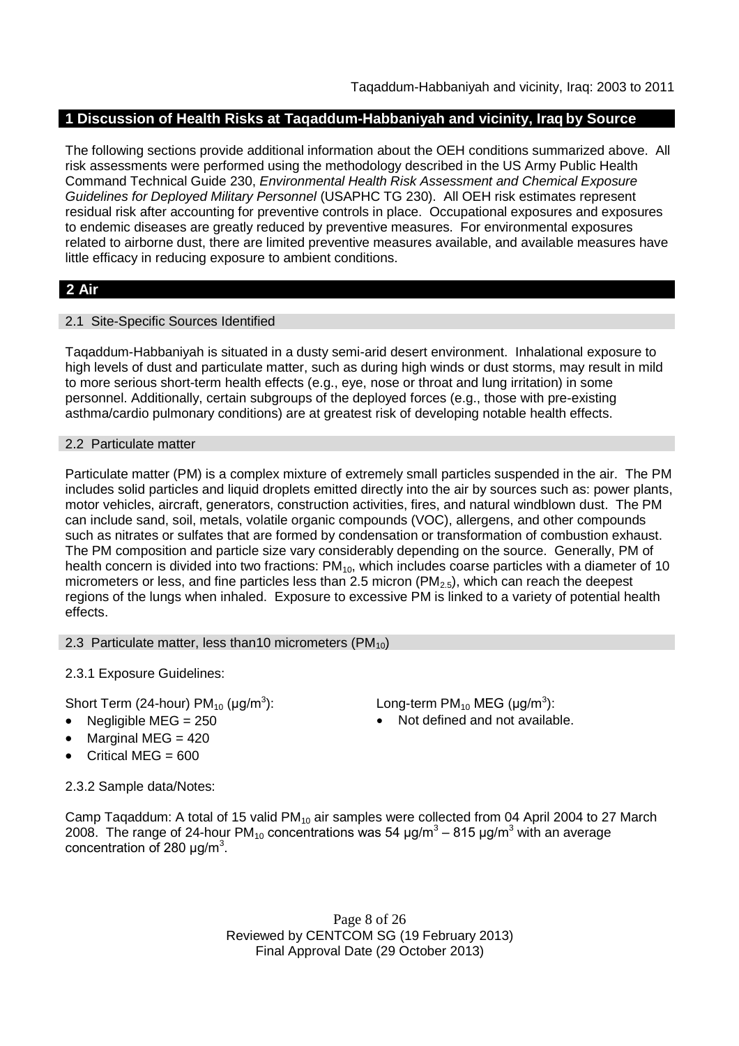## 1 Discussion of Health Risks at Taqaddum-Habbaniyah and vicinity, Iraq by Source

The following sections provide additional information about the OEH conditions summarized above. All risk assessments were performed using the methodology described in the US Army Public Health Command Technical Guide 230, *Environmental Health Risk Assessment and Chemical Exposure Guidelines for Deployed Military Personnel* (USAPHC TG 230). All OEH risk estimates represent residual risk after accounting for preventive controls in place. Occupational exposures and exposures to endemic diseases are greatly reduced by preventive measures. For environmental exposures related to airborne dust, there are limited preventive measures available, and available measures have little efficacy in reducing exposure to ambient conditions.

## 2 Air

### 2.1 Site-Specific Sources Identified

Taqaddum-Habbaniyah is situated in a dusty semi-arid desert environment. Inhalational exposure to high levels of dust and particulate matter, such as during high winds or dust storms, may result in mild to more serious short-term health effects (e.g., eye, nose or throat and lung irritation) in some personnel. Additionally, certain subgroups of the deployed forces (e.g., those with pre-existing asthma/cardio pulmonary conditions) are at greatest risk of developing notable health effects.

### 2.2 Particulate matter

Particulate matter (PM) is a complex mixture of extremely small particles suspended in the air. The PM includes solid particles and liquid droplets emitted directly into the air by sources such as: power plants, motor vehicles, aircraft, generators, construction activities, fires, and natural windblown dust. The PM can include sand, soil, metals, volatile organic compounds (VOC), allergens, and other compounds such as nitrates or sulfates that are formed by condensation or transformation of combustion exhaust. The PM composition and particle size vary considerably depending on the source. Generally, PM of health concern is divided into two fractions: $PM_{10}$, which includes coarse particles with a diameter of 10 micrometers or less, and fine particles less than 2.5 micron ($PM_{2.5}$), which can reach the deepest regions of the lungs when inhaled. Exposure to excessive PM is linked to a variety of potential health effects.

### 2.3 Particulate matter, less than10 micrometers ($PM_{10}$)

2.3.1 Exposure Guidelines:

Short Term (24-hour) $PM_{10}$ ($\mu g/m^3$):

- Negligible MEG = 250
- Marginal MEG = 420
- Critical MEG = 600

Long-term $PM_{10}$ MEG ($\mu g/m^3$):

- Not defined and not available.

2.3.2 Sample data/Notes:

Camp Taqaddum: A total of 15 valid $PM_{10}$ air samples were collected from 04 April 2004 to 27 March 2008. The range of 24-hour $PM_{10}$ concentrations was 54 $\mu g/m^3$ – 815 $\mu g/m^3$ with an average concentration of 280 $\mu g/m^3$.

Reviewed by CENTCOM SG (19 February 2013)
Final Approval Date (29 October 2013)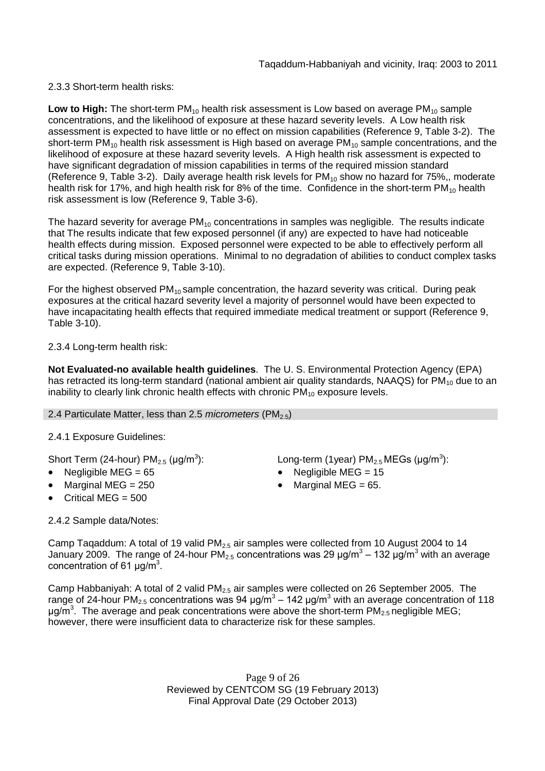2.3.3 Short-term health risks:

**Low to High:** The short-term $PM_{10}$ health risk assessment is Low based on average $PM_{10}$ sample concentrations, and the likelihood of exposure at these hazard severity levels. A Low health risk assessment is expected to have little or no effect on mission capabilities (Reference 9, Table 3-2). The short-term $PM_{10}$ health risk assessment is High based on average $PM_{10}$ sample concentrations, and the likelihood of exposure at these hazard severity levels. A High health risk assessment is expected to have significant degradation of mission capabilities in terms of the required mission standard (Reference 9, Table 3-2). Daily average health risk levels for $PM_{10}$ show no hazard for 75%,, moderate health risk for 17%, and high health risk for 8% of the time. Confidence in the short-term $PM_{10}$ health risk assessment is low (Reference 9, Table 3-6).

The hazard severity for average $PM_{10}$ concentrations in samples was negligible. The results indicate that The results indicate that few exposed personnel (if any) are expected to have had noticeable health effects during mission. Exposed personnel were expected to be able to effectively perform all critical tasks during mission operations. Minimal to no degradation of abilities to conduct complex tasks are expected. (Reference 9, Table 3-10).

For the highest observed $PM_{10}$ sample concentration, the hazard severity was critical. During peak exposures at the critical hazard severity level a majority of personnel would have been expected to have incapacitating health effects that required immediate medical treatment or support (Reference 9, Table 3-10).

2.3.4 Long-term health risk:

**Not Evaluated-no available health guidelines**. The U. S. Environmental Protection Agency (EPA) has retracted its long-term standard (national ambient air quality standards, NAAQS) for $PM_{10}$ due to an inability to clearly link chronic health effects with chronic $PM_{10}$ exposure levels.

### 2.4 Particulate Matter, less than 2.5 *micrometers* ($PM_{2.5}$)

2.4.1 Exposure Guidelines:

Short Term (24-hour) $PM_{2.5}$ ($\mu g/m^3$):

- Negligible MEG = 65
- Marginal MEG = 250
- Critical MEG = 500

Long-term (1year) $PM_{2.5}$ MEGs ($\mu g/m^3$):

- Negligible MEG = 15
- Marginal MEG = 65.

2.4.2 Sample data/Notes:

Camp Taqaddum: A total of 19 valid $PM_{2.5}$ air samples were collected from 10 August 2004 to 14 January 2009. The range of 24-hour $PM_{2.5}$ concentrations was 29 $\mu g/m^3$ – 132 $\mu g/m^3$ with an average concentration of 61 $\mu g/m^3$.

Camp Habbaniyah: A total of 2 valid $PM_{2.5}$ air samples were collected on 26 September 2005. The range of 24-hour $PM_{2.5}$ concentrations was 94 $\mu g/m^3$ – 142 $\mu g/m^3$ with an average concentration of 118 $\mu g/m^3$. The average and peak concentrations were above the short-term $PM_{2.5}$ negligible MEG; however, there were insufficient data to characterize risk for these samples.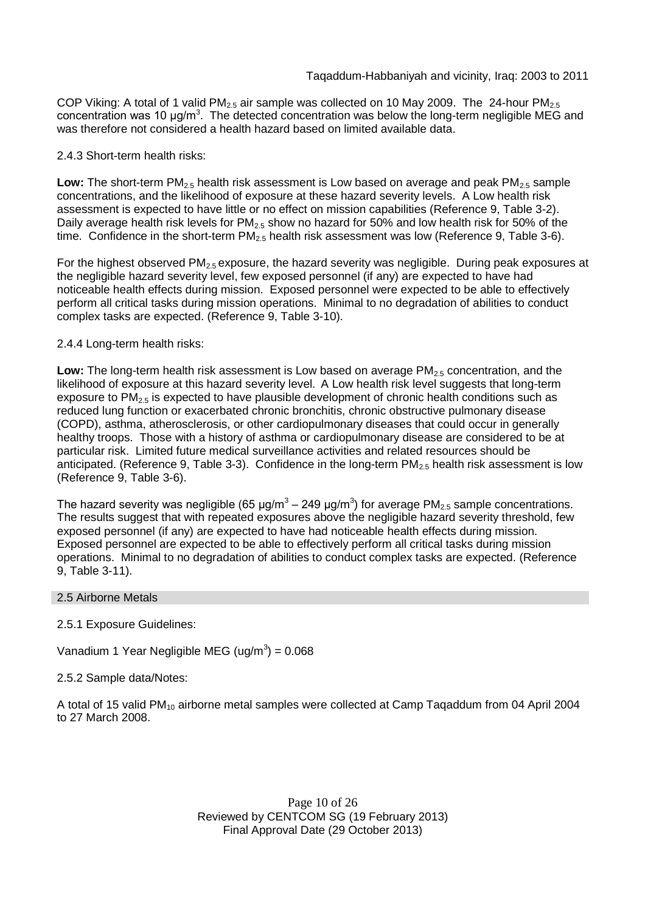COP Viking: A total of 1 valid $PM_{2.5}$ air sample was collected on 10 May 2009. The 24-hour $PM_{2.5}$ concentration was 10 µg/m$^3$. The detected concentration was below the long-term negligible MEG and was therefore not considered a health hazard based on limited available data.

2.4.3 Short-term health risks:

**Low:** The short-term $PM_{2.5}$ health risk assessment is Low based on average and peak $PM_{2.5}$ sample concentrations, and the likelihood of exposure at these hazard severity levels. A Low health risk assessment is expected to have little or no effect on mission capabilities (Reference 9, Table 3-2). Daily average health risk levels for $PM_{2.5}$ show no hazard for 50% and low health risk for 50% of the time. Confidence in the short-term $PM_{2.5}$ health risk assessment was low (Reference 9, Table 3-6).

For the highest observed $PM_{2.5}$ exposure, the hazard severity was negligible. During peak exposures at the negligible hazard severity level, few exposed personnel (if any) are expected to have had noticeable health effects during mission. Exposed personnel were expected to be able to effectively perform all critical tasks during mission operations. Minimal to no degradation of abilities to conduct complex tasks are expected. (Reference 9, Table 3-10).

2.4.4 Long-term health risks:

**Low:** The long-term health risk assessment is Low based on average $PM_{2.5}$ concentration, and the likelihood of exposure at this hazard severity level. A Low health risk level suggests that long-term exposure to $PM_{2.5}$ is expected to have plausible development of chronic health conditions such as reduced lung function or exacerbated chronic bronchitis, chronic obstructive pulmonary disease (COPD), asthma, atherosclerosis, or other cardiopulmonary diseases that could occur in generally healthy troops. Those with a history of asthma or cardiopulmonary disease are considered to be at particular risk. Limited future medical surveillance activities and related resources should be anticipated. (Reference 9, Table 3-3). Confidence in the long-term $PM_{2.5}$ health risk assessment is low (Reference 9, Table 3-6).

The hazard severity was negligible (65 µg/m$^3$ – 249 µg/m$^3$) for average $PM_{2.5}$ sample concentrations. The results suggest that with repeated exposures above the negligible hazard severity threshold, few exposed personnel (if any) are expected to have had noticeable health effects during mission. Exposed personnel are expected to be able to effectively perform all critical tasks during mission operations. Minimal to no degradation of abilities to conduct complex tasks are expected. (Reference 9, Table 3-11).

## 2.5 Airborne Metals

2.5.1 Exposure Guidelines:

Vanadium 1 Year Negligible MEG (ug/m$^3$) = 0.068

2.5.2 Sample data/Notes:

A total of 15 valid $PM_{10}$ airborne metal samples were collected at Camp Taqaddum from 04 April 2004 to 27 March 2008.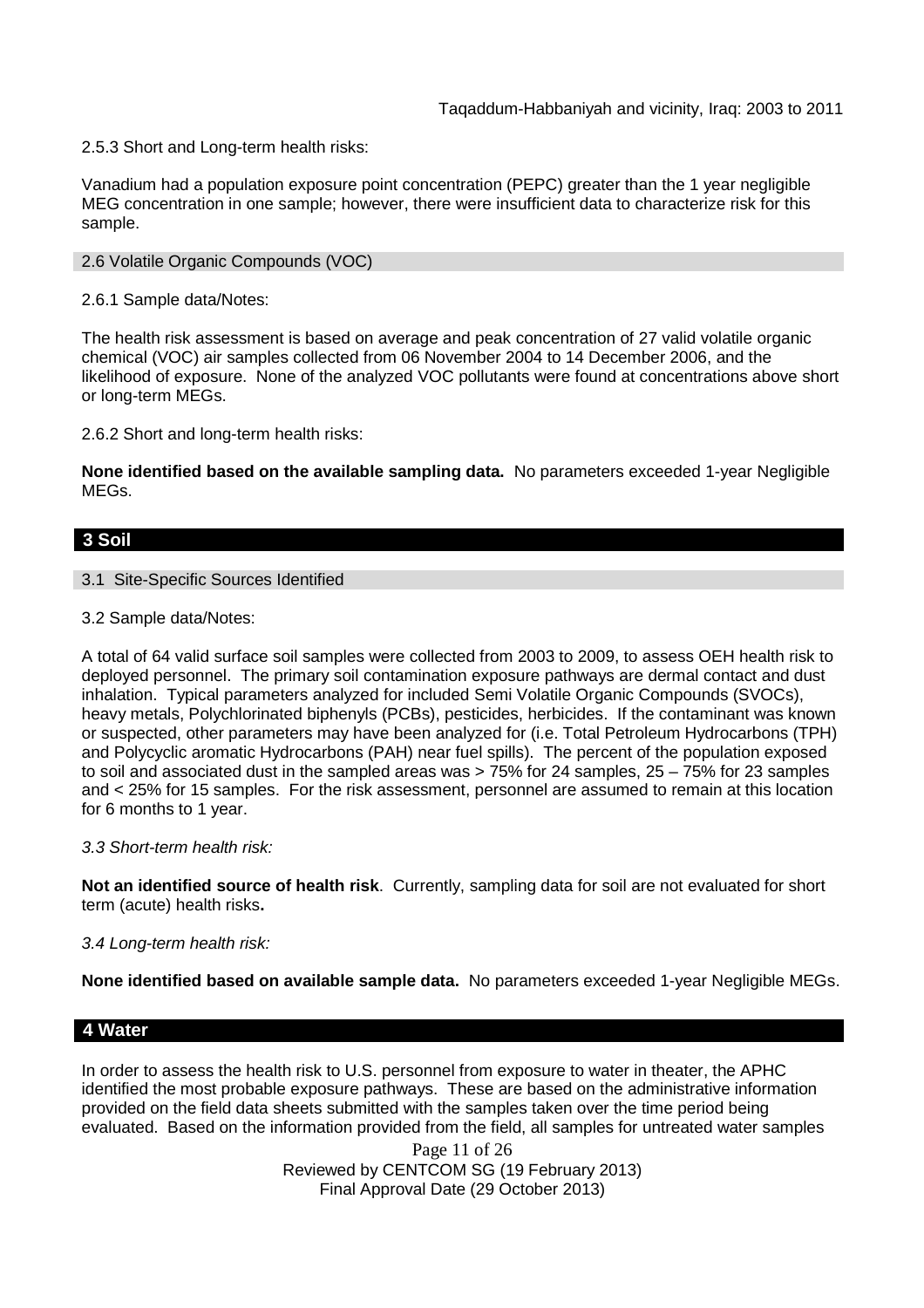2.5.3 Short and Long-term health risks:

Vanadium had a population exposure point concentration (PEPC) greater than the 1 year negligible MEG concentration in one sample; however, there were insufficient data to characterize risk for this sample.

### 2.6 Volatile Organic Compounds (VOC)

2.6.1 Sample data/Notes:

The health risk assessment is based on average and peak concentration of 27 valid volatile organic chemical (VOC) air samples collected from 06 November 2004 to 14 December 2006, and the likelihood of exposure. None of the analyzed VOC pollutants were found at concentrations above short or long-term MEGs.

2.6.2 Short and long-term health risks:

**None identified based on the available sampling data.** No parameters exceeded 1-year Negligible MEGs.

## 3 Soil

### 3.1 Site-Specific Sources Identified

3.2 Sample data/Notes:

A total of 64 valid surface soil samples were collected from 2003 to 2009, to assess OEH health risk to deployed personnel. The primary soil contamination exposure pathways are dermal contact and dust inhalation. Typical parameters analyzed for included Semi Volatile Organic Compounds (SVOCs), heavy metals, Polychlorinated biphenyls (PCBs), pesticides, herbicides. If the contaminant was known or suspected, other parameters may have been analyzed for (i.e. Total Petroleum Hydrocarbons (TPH) and Polycyclic aromatic Hydrocarbons (PAH) near fuel spills). The percent of the population exposed to soil and associated dust in the sampled areas was > 75% for 24 samples, 25 – 75% for 23 samples and < 25% for 15 samples. For the risk assessment, personnel are assumed to remain at this location for 6 months to 1 year.

*3.3 Short-term health risk:*

**Not an identified source of health risk**. Currently, sampling data for soil are not evaluated for short term (acute) health risks**.**

*3.4 Long-term health risk:*

**None identified based on available sample data.** No parameters exceeded 1-year Negligible MEGs.

## 4 Water

In order to assess the health risk to U.S. personnel from exposure to water in theater, the APHC identified the most probable exposure pathways. These are based on the administrative information provided on the field data sheets submitted with the samples taken over the time period being evaluated. Based on the information provided from the field, all samples for untreated water samples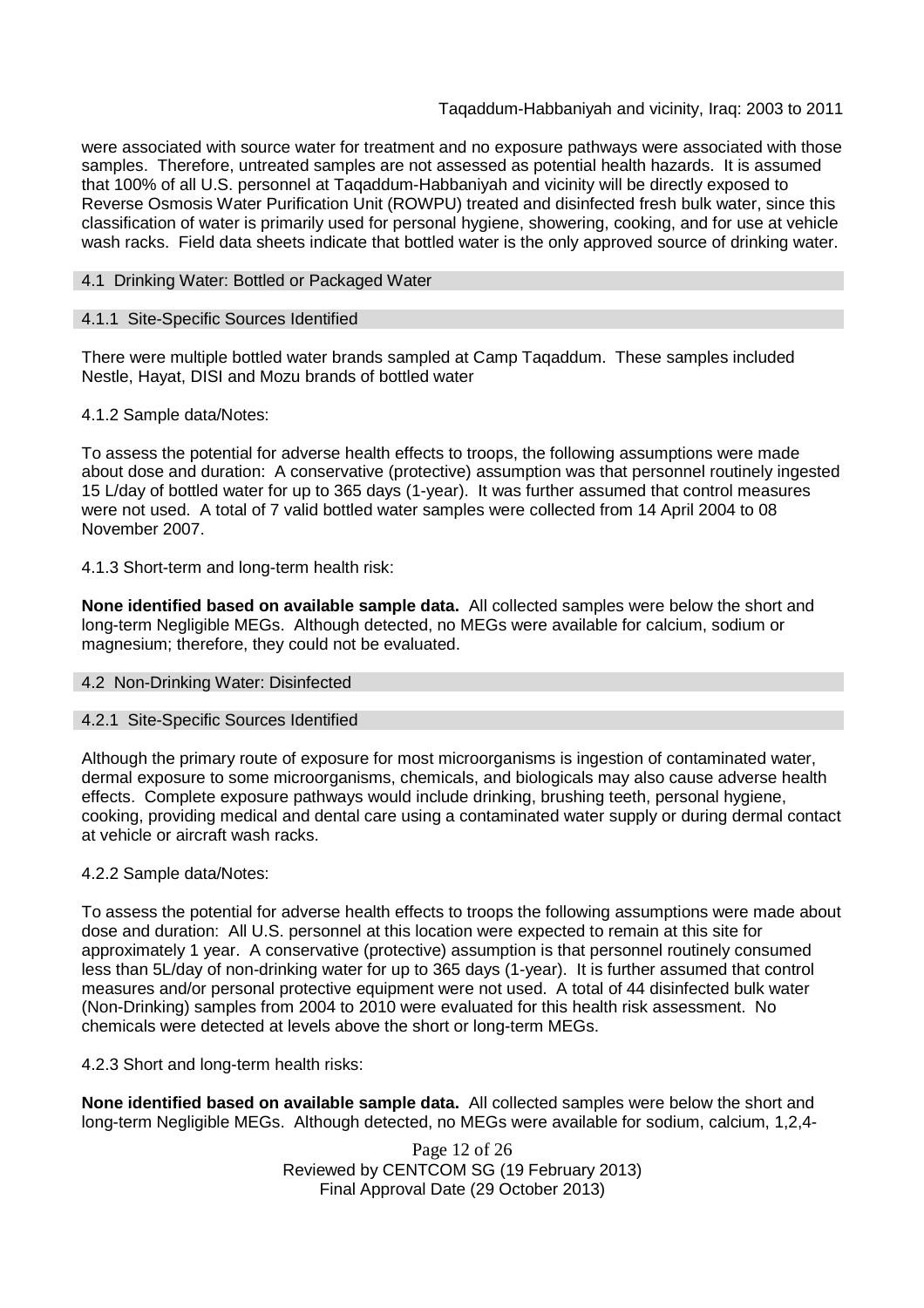were associated with source water for treatment and no exposure pathways were associated with those samples. Therefore, untreated samples are not assessed as potential health hazards. It is assumed that 100% of all U.S. personnel at Taqaddum-Habbaniyah and vicinity will be directly exposed to Reverse Osmosis Water Purification Unit (ROWPU) treated and disinfected fresh bulk water, since this classification of water is primarily used for personal hygiene, showering, cooking, and for use at vehicle wash racks. Field data sheets indicate that bottled water is the only approved source of drinking water.

## 4.1 Drinking Water: Bottled or Packaged Water

### 4.1.1 Site-Specific Sources Identified

There were multiple bottled water brands sampled at Camp Taqaddum. These samples included Nestle, Hayat, DISI and Mozu brands of bottled water

4.1.2 Sample data/Notes:

To assess the potential for adverse health effects to troops, the following assumptions were made about dose and duration: A conservative (protective) assumption was that personnel routinely ingested 15 L/day of bottled water for up to 365 days (1-year). It was further assumed that control measures were not used. A total of 7 valid bottled water samples were collected from 14 April 2004 to 08 November 2007.

4.1.3 Short-term and long-term health risk:

**None identified based on available sample data.** All collected samples were below the short and long-term Negligible MEGs. Although detected, no MEGs were available for calcium, sodium or magnesium; therefore, they could not be evaluated.

## 4.2 Non-Drinking Water: Disinfected

### 4.2.1 Site-Specific Sources Identified

Although the primary route of exposure for most microorganisms is ingestion of contaminated water, dermal exposure to some microorganisms, chemicals, and biologicals may also cause adverse health effects. Complete exposure pathways would include drinking, brushing teeth, personal hygiene, cooking, providing medical and dental care using a contaminated water supply or during dermal contact at vehicle or aircraft wash racks.

4.2.2 Sample data/Notes:

To assess the potential for adverse health effects to troops the following assumptions were made about dose and duration: All U.S. personnel at this location were expected to remain at this site for approximately 1 year. A conservative (protective) assumption is that personnel routinely consumed less than 5L/day of non-drinking water for up to 365 days (1-year). It is further assumed that control measures and/or personal protective equipment were not used. A total of 44 disinfected bulk water (Non-Drinking) samples from 2004 to 2010 were evaluated for this health risk assessment. No chemicals were detected at levels above the short or long-term MEGs.

4.2.3 Short and long-term health risks:

**None identified based on available sample data.** All collected samples were below the short and long-term Negligible MEGs. Although detected, no MEGs were available for sodium, calcium, 1,2,4-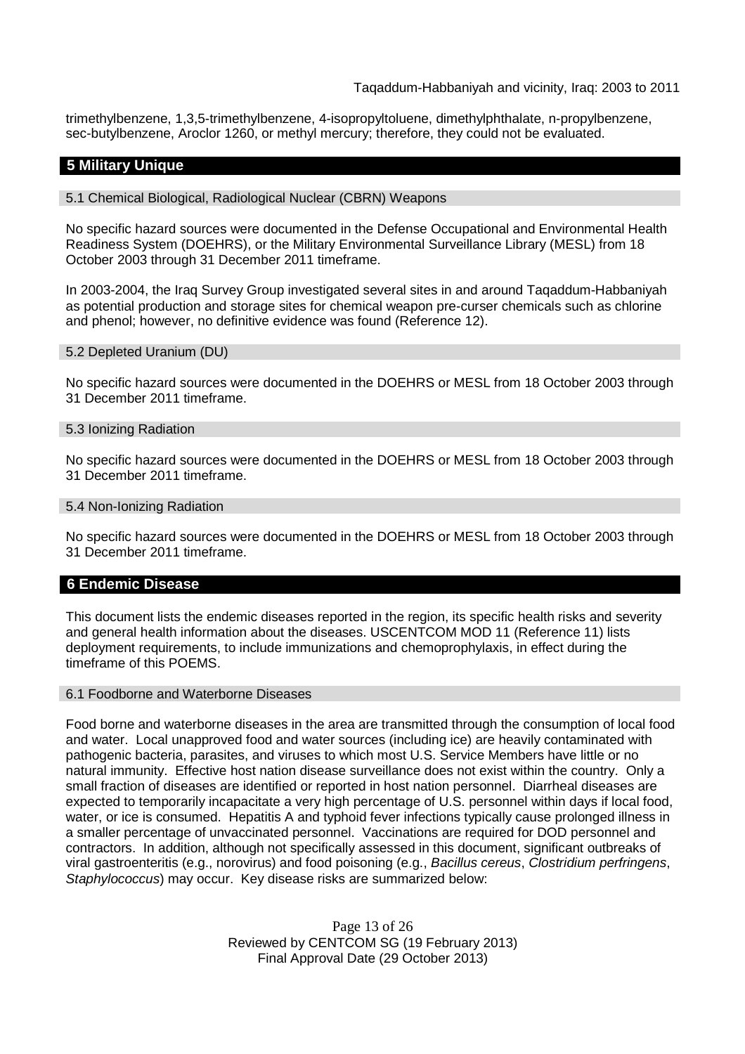trimethylbenzene, 1,3,5-trimethylbenzene, 4-isopropyltoluene, dimethylphthalate, n-propylbenzene, sec-butylbenzene, Aroclor 1260, or methyl mercury; therefore, they could not be evaluated.

## 5 Military Unique

### 5.1 Chemical Biological, Radiological Nuclear (CBRN) Weapons

No specific hazard sources were documented in the Defense Occupational and Environmental Health Readiness System (DOEHRS), or the Military Environmental Surveillance Library (MESL) from 18 October 2003 through 31 December 2011 timeframe.

In 2003-2004, the Iraq Survey Group investigated several sites in and around Taqaddum-Habbaniyah as potential production and storage sites for chemical weapon pre-curser chemicals such as chlorine and phenol; however, no definitive evidence was found (Reference 12).

### 5.2 Depleted Uranium (DU)

No specific hazard sources were documented in the DOEHRS or MESL from 18 October 2003 through 31 December 2011 timeframe.

### 5.3 Ionizing Radiation

No specific hazard sources were documented in the DOEHRS or MESL from 18 October 2003 through 31 December 2011 timeframe.

### 5.4 Non-Ionizing Radiation

No specific hazard sources were documented in the DOEHRS or MESL from 18 October 2003 through 31 December 2011 timeframe.

## 6 Endemic Disease

This document lists the endemic diseases reported in the region, its specific health risks and severity and general health information about the diseases. USCENTCOM MOD 11 (Reference 11) lists deployment requirements, to include immunizations and chemoprophylaxis, in effect during the timeframe of this POEMS.

### 6.1 Foodborne and Waterborne Diseases

Food borne and waterborne diseases in the area are transmitted through the consumption of local food and water. Local unapproved food and water sources (including ice) are heavily contaminated with pathogenic bacteria, parasites, and viruses to which most U.S. Service Members have little or no natural immunity. Effective host nation disease surveillance does not exist within the country. Only a small fraction of diseases are identified or reported in host nation personnel. Diarrheal diseases are expected to temporarily incapacitate a very high percentage of U.S. personnel within days if local food, water, or ice is consumed. Hepatitis A and typhoid fever infections typically cause prolonged illness in a smaller percentage of unvaccinated personnel. Vaccinations are required for DOD personnel and contractors. In addition, although not specifically assessed in this document, significant outbreaks of viral gastroenteritis (e.g., norovirus) and food poisoning (e.g., *Bacillus cereus*, *Clostridium perfringens*, *Staphylococcus*) may occur. Key disease risks are summarized below: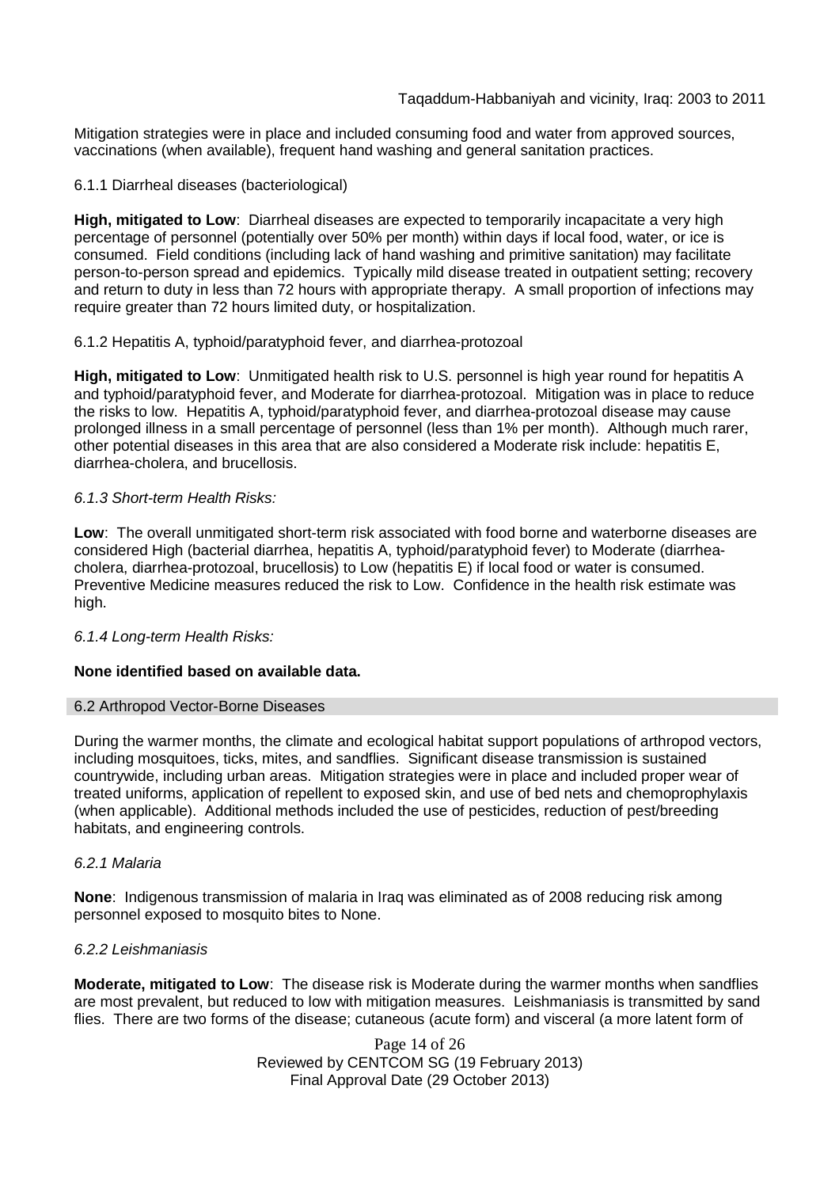Mitigation strategies were in place and included consuming food and water from approved sources, vaccinations (when available), frequent hand washing and general sanitation practices.

#### 6.1.1 Diarrheal diseases (bacteriological)

**High, mitigated to Low**: Diarrheal diseases are expected to temporarily incapacitate a very high percentage of personnel (potentially over 50% per month) within days if local food, water, or ice is consumed. Field conditions (including lack of hand washing and primitive sanitation) may facilitate person-to-person spread and epidemics. Typically mild disease treated in outpatient setting; recovery and return to duty in less than 72 hours with appropriate therapy. A small proportion of infections may require greater than 72 hours limited duty, or hospitalization.

#### 6.1.2 Hepatitis A, typhoid/paratyphoid fever, and diarrhea-protozoal

**High, mitigated to Low**: Unmitigated health risk to U.S. personnel is high year round for hepatitis A and typhoid/paratyphoid fever, and Moderate for diarrhea-protozoal. Mitigation was in place to reduce the risks to low. Hepatitis A, typhoid/paratyphoid fever, and diarrhea-protozoal disease may cause prolonged illness in a small percentage of personnel (less than 1% per month). Although much rarer, other potential diseases in this area that are also considered a Moderate risk include: hepatitis E, diarrhea-cholera, and brucellosis.

#### *6.1.3 Short-term Health Risks:*

**Low**: The overall unmitigated short-term risk associated with food borne and waterborne diseases are considered High (bacterial diarrhea, hepatitis A, typhoid/paratyphoid fever) to Moderate (diarrhea-cholera, diarrhea-protozoal, brucellosis) to Low (hepatitis E) if local food or water is consumed. Preventive Medicine measures reduced the risk to Low. Confidence in the health risk estimate was high.

#### *6.1.4 Long-term Health Risks:*

**None identified based on available data.**

### 6.2 Arthropod Vector-Borne Diseases

During the warmer months, the climate and ecological habitat support populations of arthropod vectors, including mosquitoes, ticks, mites, and sandflies. Significant disease transmission is sustained countrywide, including urban areas. Mitigation strategies were in place and included proper wear of treated uniforms, application of repellent to exposed skin, and use of bed nets and chemoprophylaxis (when applicable). Additional methods included the use of pesticides, reduction of pest/breeding habitats, and engineering controls.

#### *6.2.1 Malaria*

**None**: Indigenous transmission of malaria in Iraq was eliminated as of 2008 reducing risk among personnel exposed to mosquito bites to None.

#### *6.2.2 Leishmaniasis*

**Moderate, mitigated to Low**: The disease risk is Moderate during the warmer months when sandflies are most prevalent, but reduced to low with mitigation measures. Leishmaniasis is transmitted by sand flies. There are two forms of the disease; cutaneous (acute form) and visceral (a more latent form of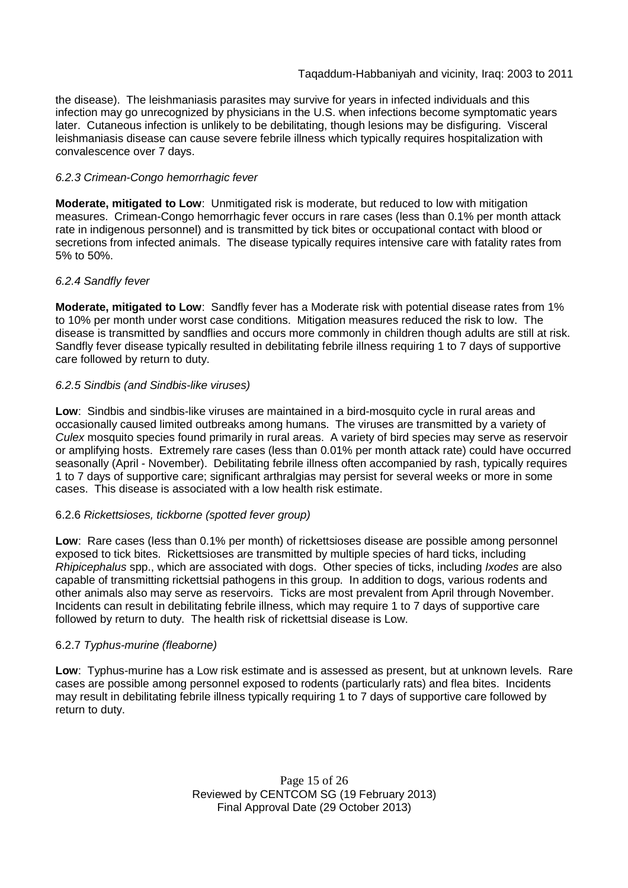the disease). The leishmaniasis parasites may survive for years in infected individuals and this infection may go unrecognized by physicians in the U.S. when infections become symptomatic years later. Cutaneous infection is unlikely to be debilitating, though lesions may be disfiguring. Visceral leishmaniasis disease can cause severe febrile illness which typically requires hospitalization with convalescence over 7 days.

#### *6.2.3 Crimean-Congo hemorrhagic fever*

**Moderate, mitigated to Low**: Unmitigated risk is moderate, but reduced to low with mitigation measures. Crimean-Congo hemorrhagic fever occurs in rare cases (less than 0.1% per month attack rate in indigenous personnel) and is transmitted by tick bites or occupational contact with blood or secretions from infected animals. The disease typically requires intensive care with fatality rates from 5% to 50%.

#### *6.2.4 Sandfly fever*

**Moderate, mitigated to Low**: Sandfly fever has a Moderate risk with potential disease rates from 1% to 10% per month under worst case conditions. Mitigation measures reduced the risk to low. The disease is transmitted by sandflies and occurs more commonly in children though adults are still at risk. Sandfly fever disease typically resulted in debilitating febrile illness requiring 1 to 7 days of supportive care followed by return to duty.

#### *6.2.5 Sindbis (and Sindbis-like viruses)*

**Low**: Sindbis and sindbis-like viruses are maintained in a bird-mosquito cycle in rural areas and occasionally caused limited outbreaks among humans. The viruses are transmitted by a variety of *Culex* mosquito species found primarily in rural areas. A variety of bird species may serve as reservoir or amplifying hosts. Extremely rare cases (less than 0.01% per month attack rate) could have occurred seasonally (April - November). Debilitating febrile illness often accompanied by rash, typically requires 1 to 7 days of supportive care; significant arthralgias may persist for several weeks or more in some cases. This disease is associated with a low health risk estimate.

#### 6.2.6 *Rickettsioses, tickborne (spotted fever group)*

**Low**: Rare cases (less than 0.1% per month) of rickettsioses disease are possible among personnel exposed to tick bites. Rickettsioses are transmitted by multiple species of hard ticks, including *Rhipicephalus* spp., which are associated with dogs. Other species of ticks, including *Ixodes* are also capable of transmitting rickettsial pathogens in this group. In addition to dogs, various rodents and other animals also may serve as reservoirs. Ticks are most prevalent from April through November. Incidents can result in debilitating febrile illness, which may require 1 to 7 days of supportive care followed by return to duty. The health risk of rickettsial disease is Low.

#### 6.2.7 *Typhus-murine (fleaborne)*

**Low**: Typhus-murine has a Low risk estimate and is assessed as present, but at unknown levels. Rare cases are possible among personnel exposed to rodents (particularly rats) and flea bites. Incidents may result in debilitating febrile illness typically requiring 1 to 7 days of supportive care followed by return to duty.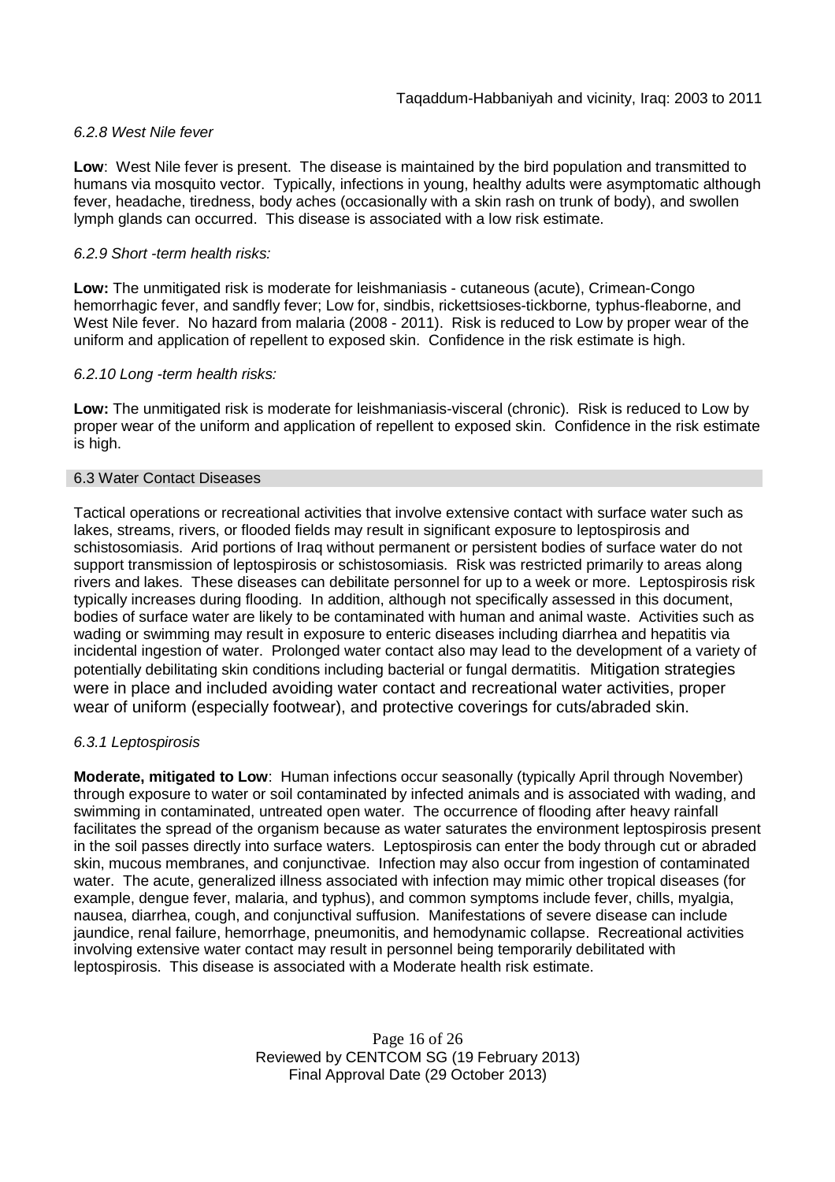#### *6.2.8 West Nile fever*

**Low**: West Nile fever is present. The disease is maintained by the bird population and transmitted to humans via mosquito vector. Typically, infections in young, healthy adults were asymptomatic although fever, headache, tiredness, body aches (occasionally with a skin rash on trunk of body), and swollen lymph glands can occurred. This disease is associated with a low risk estimate.

#### *6.2.9 Short -term health risks:*

**Low:** The unmitigated risk is moderate for leishmaniasis - cutaneous (acute), Crimean-Congo hemorrhagic fever, and sandfly fever; Low for, sindbis, rickettsioses-tickborne*,* typhus-fleaborne, and West Nile fever. No hazard from malaria (2008 - 2011). Risk is reduced to Low by proper wear of the uniform and application of repellent to exposed skin. Confidence in the risk estimate is high.

#### *6.2.10 Long -term health risks:*

**Low:** The unmitigated risk is moderate for leishmaniasis-visceral (chronic). Risk is reduced to Low by proper wear of the uniform and application of repellent to exposed skin. Confidence in the risk estimate is high.

### 6.3 Water Contact Diseases

Tactical operations or recreational activities that involve extensive contact with surface water such as lakes, streams, rivers, or flooded fields may result in significant exposure to leptospirosis and schistosomiasis. Arid portions of Iraq without permanent or persistent bodies of surface water do not support transmission of leptospirosis or schistosomiasis. Risk was restricted primarily to areas along rivers and lakes. These diseases can debilitate personnel for up to a week or more. Leptospirosis risk typically increases during flooding. In addition, although not specifically assessed in this document, bodies of surface water are likely to be contaminated with human and animal waste. Activities such as wading or swimming may result in exposure to enteric diseases including diarrhea and hepatitis via incidental ingestion of water. Prolonged water contact also may lead to the development of a variety of potentially debilitating skin conditions including bacterial or fungal dermatitis. Mitigation strategies were in place and included avoiding water contact and recreational water activities, proper wear of uniform (especially footwear), and protective coverings for cuts/abraded skin.

#### *6.3.1 Leptospirosis*

**Moderate, mitigated to Low**: Human infections occur seasonally (typically April through November) through exposure to water or soil contaminated by infected animals and is associated with wading, and swimming in contaminated, untreated open water. The occurrence of flooding after heavy rainfall facilitates the spread of the organism because as water saturates the environment leptospirosis present in the soil passes directly into surface waters. Leptospirosis can enter the body through cut or abraded skin, mucous membranes, and conjunctivae. Infection may also occur from ingestion of contaminated water. The acute, generalized illness associated with infection may mimic other tropical diseases (for example, dengue fever, malaria, and typhus), and common symptoms include fever, chills, myalgia, nausea, diarrhea, cough, and conjunctival suffusion. Manifestations of severe disease can include jaundice, renal failure, hemorrhage, pneumonitis, and hemodynamic collapse. Recreational activities involving extensive water contact may result in personnel being temporarily debilitated with leptospirosis. This disease is associated with a Moderate health risk estimate.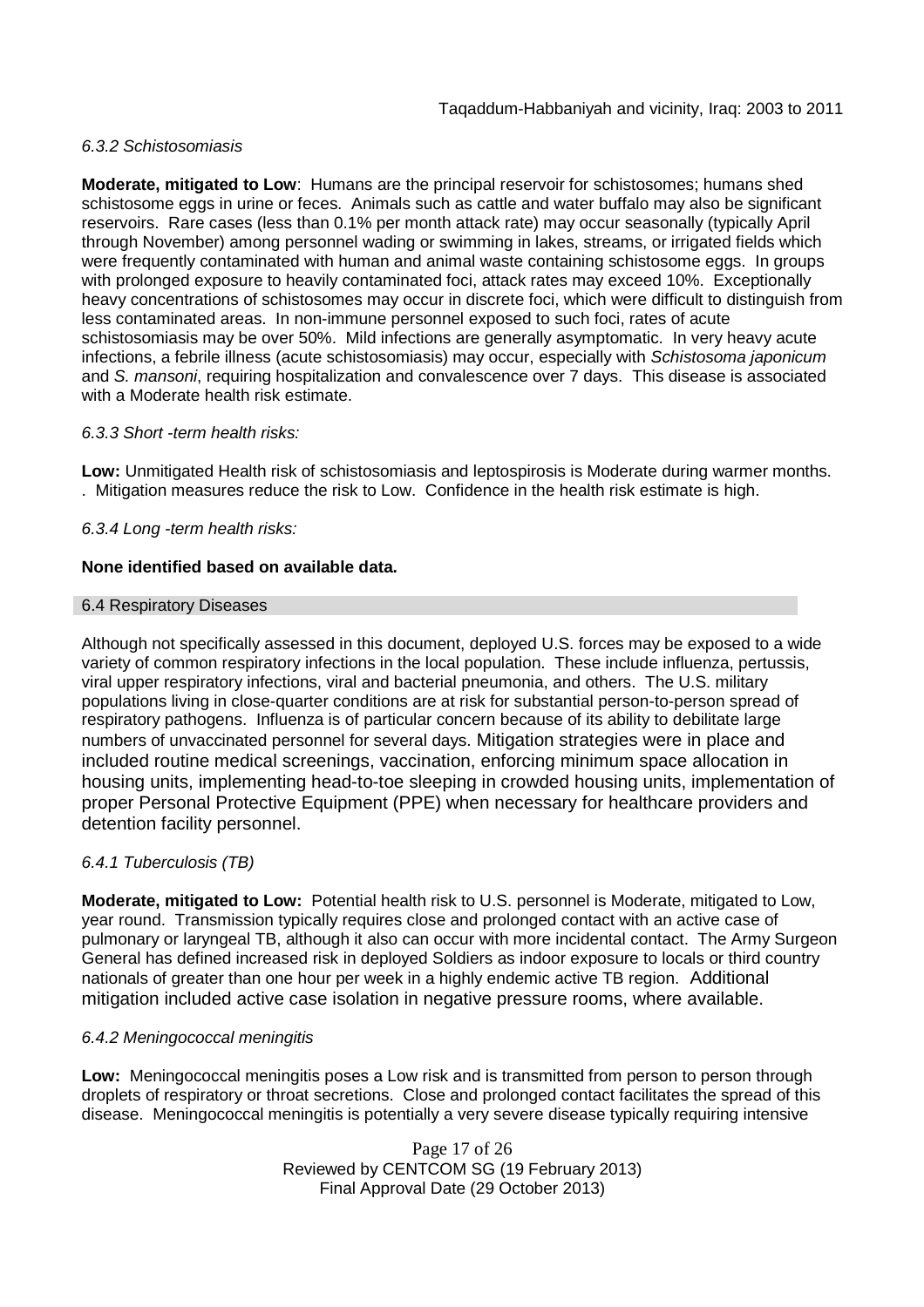*6.3.2 Schistosomiasis*

**Moderate, mitigated to Low**: Humans are the principal reservoir for schistosomes; humans shed schistosome eggs in urine or feces. Animals such as cattle and water buffalo may also be significant reservoirs. Rare cases (less than 0.1% per month attack rate) may occur seasonally (typically April through November) among personnel wading or swimming in lakes, streams, or irrigated fields which were frequently contaminated with human and animal waste containing schistosome eggs. In groups with prolonged exposure to heavily contaminated foci, attack rates may exceed 10%. Exceptionally heavy concentrations of schistosomes may occur in discrete foci, which were difficult to distinguish from less contaminated areas. In non-immune personnel exposed to such foci, rates of acute schistosomiasis may be over 50%. Mild infections are generally asymptomatic. In very heavy acute infections, a febrile illness (acute schistosomiasis) may occur, especially with *Schistosoma japonicum* and *S. mansoni*, requiring hospitalization and convalescence over 7 days. This disease is associated with a Moderate health risk estimate.

*6.3.3 Short -term health risks:*

**Low:** Unmitigated Health risk of schistosomiasis and leptospirosis is Moderate during warmer months. . Mitigation measures reduce the risk to Low. Confidence in the health risk estimate is high.

*6.3.4 Long -term health risks:*

**None identified based on available data.**

## 6.4 Respiratory Diseases

Although not specifically assessed in this document, deployed U.S. forces may be exposed to a wide variety of common respiratory infections in the local population. These include influenza, pertussis, viral upper respiratory infections, viral and bacterial pneumonia, and others. The U.S. military populations living in close-quarter conditions are at risk for substantial person-to-person spread of respiratory pathogens. Influenza is of particular concern because of its ability to debilitate large numbers of unvaccinated personnel for several days. Mitigation strategies were in place and included routine medical screenings, vaccination, enforcing minimum space allocation in housing units, implementing head-to-toe sleeping in crowded housing units, implementation of proper Personal Protective Equipment (PPE) when necessary for healthcare providers and detention facility personnel.

*6.4.1 Tuberculosis (TB)*

**Moderate, mitigated to Low:** Potential health risk to U.S. personnel is Moderate, mitigated to Low, year round. Transmission typically requires close and prolonged contact with an active case of pulmonary or laryngeal TB, although it also can occur with more incidental contact. The Army Surgeon General has defined increased risk in deployed Soldiers as indoor exposure to locals or third country nationals of greater than one hour per week in a highly endemic active TB region. Additional mitigation included active case isolation in negative pressure rooms, where available.

*6.4.2 Meningococcal meningitis*

**Low:** Meningococcal meningitis poses a Low risk and is transmitted from person to person through droplets of respiratory or throat secretions. Close and prolonged contact facilitates the spread of this disease. Meningococcal meningitis is potentially a very severe disease typically requiring intensive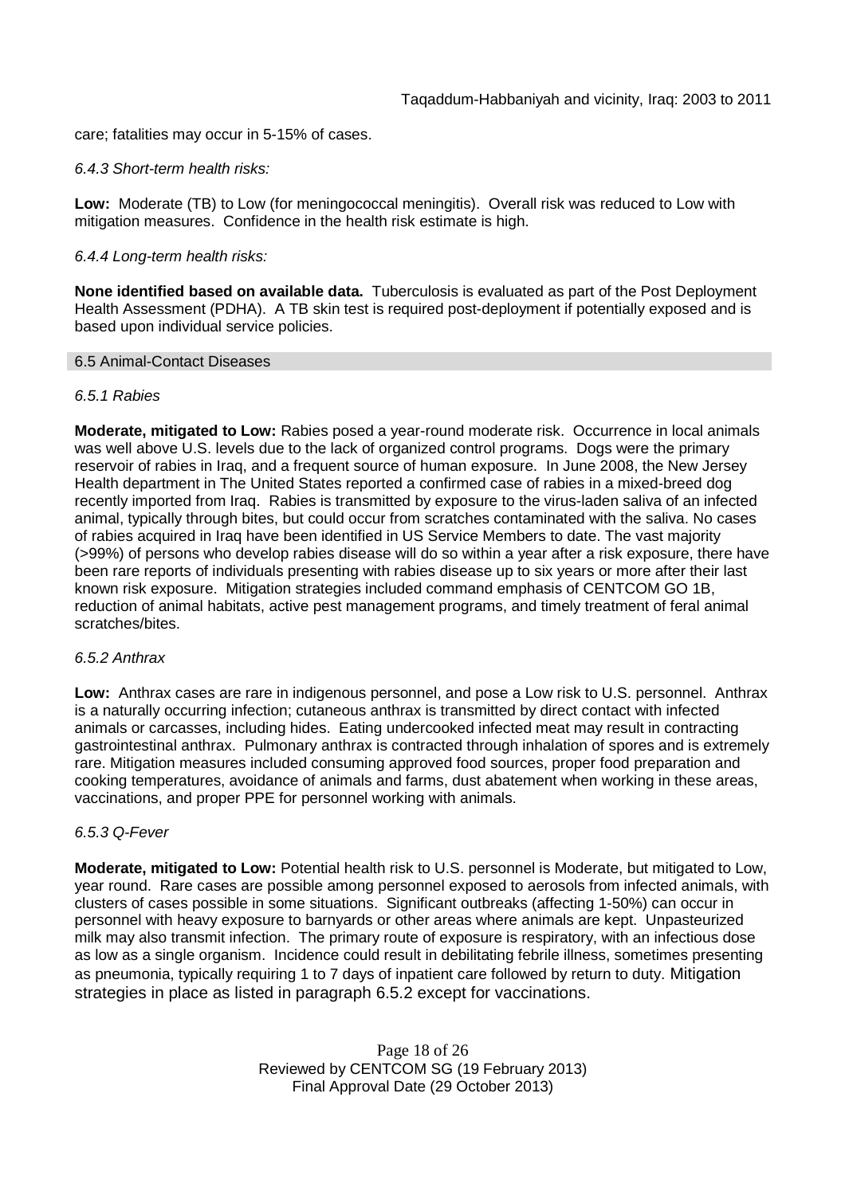care; fatalities may occur in 5-15% of cases.

*6.4.3 Short-term health risks:*

**Low:** Moderate (TB) to Low (for meningococcal meningitis). Overall risk was reduced to Low with mitigation measures. Confidence in the health risk estimate is high.

*6.4.4 Long-term health risks:*

**None identified based on available data.** Tuberculosis is evaluated as part of the Post Deployment Health Assessment (PDHA). A TB skin test is required post-deployment if potentially exposed and is based upon individual service policies.

### 6.5 Animal-Contact Diseases

*6.5.1 Rabies*

**Moderate, mitigated to Low:** Rabies posed a year-round moderate risk. Occurrence in local animals was well above U.S. levels due to the lack of organized control programs. Dogs were the primary reservoir of rabies in Iraq, and a frequent source of human exposure. In June 2008, the New Jersey Health department in The United States reported a confirmed case of rabies in a mixed-breed dog recently imported from Iraq. Rabies is transmitted by exposure to the virus-laden saliva of an infected animal, typically through bites, but could occur from scratches contaminated with the saliva. No cases of rabies acquired in Iraq have been identified in US Service Members to date. The vast majority (>99%) of persons who develop rabies disease will do so within a year after a risk exposure, there have been rare reports of individuals presenting with rabies disease up to six years or more after their last known risk exposure. Mitigation strategies included command emphasis of CENTCOM GO 1B, reduction of animal habitats, active pest management programs, and timely treatment of feral animal scratches/bites.

*6.5.2 Anthrax*

**Low:** Anthrax cases are rare in indigenous personnel, and pose a Low risk to U.S. personnel. Anthrax is a naturally occurring infection; cutaneous anthrax is transmitted by direct contact with infected animals or carcasses, including hides. Eating undercooked infected meat may result in contracting gastrointestinal anthrax. Pulmonary anthrax is contracted through inhalation of spores and is extremely rare. Mitigation measures included consuming approved food sources, proper food preparation and cooking temperatures, avoidance of animals and farms, dust abatement when working in these areas, vaccinations, and proper PPE for personnel working with animals.

*6.5.3 Q-Fever*

**Moderate, mitigated to Low:** Potential health risk to U.S. personnel is Moderate, but mitigated to Low, year round. Rare cases are possible among personnel exposed to aerosols from infected animals, with clusters of cases possible in some situations. Significant outbreaks (affecting 1-50%) can occur in personnel with heavy exposure to barnyards or other areas where animals are kept. Unpasteurized milk may also transmit infection. The primary route of exposure is respiratory, with an infectious dose as low as a single organism. Incidence could result in debilitating febrile illness, sometimes presenting as pneumonia, typically requiring 1 to 7 days of inpatient care followed by return to duty. Mitigation strategies in place as listed in paragraph 6.5.2 except for vaccinations.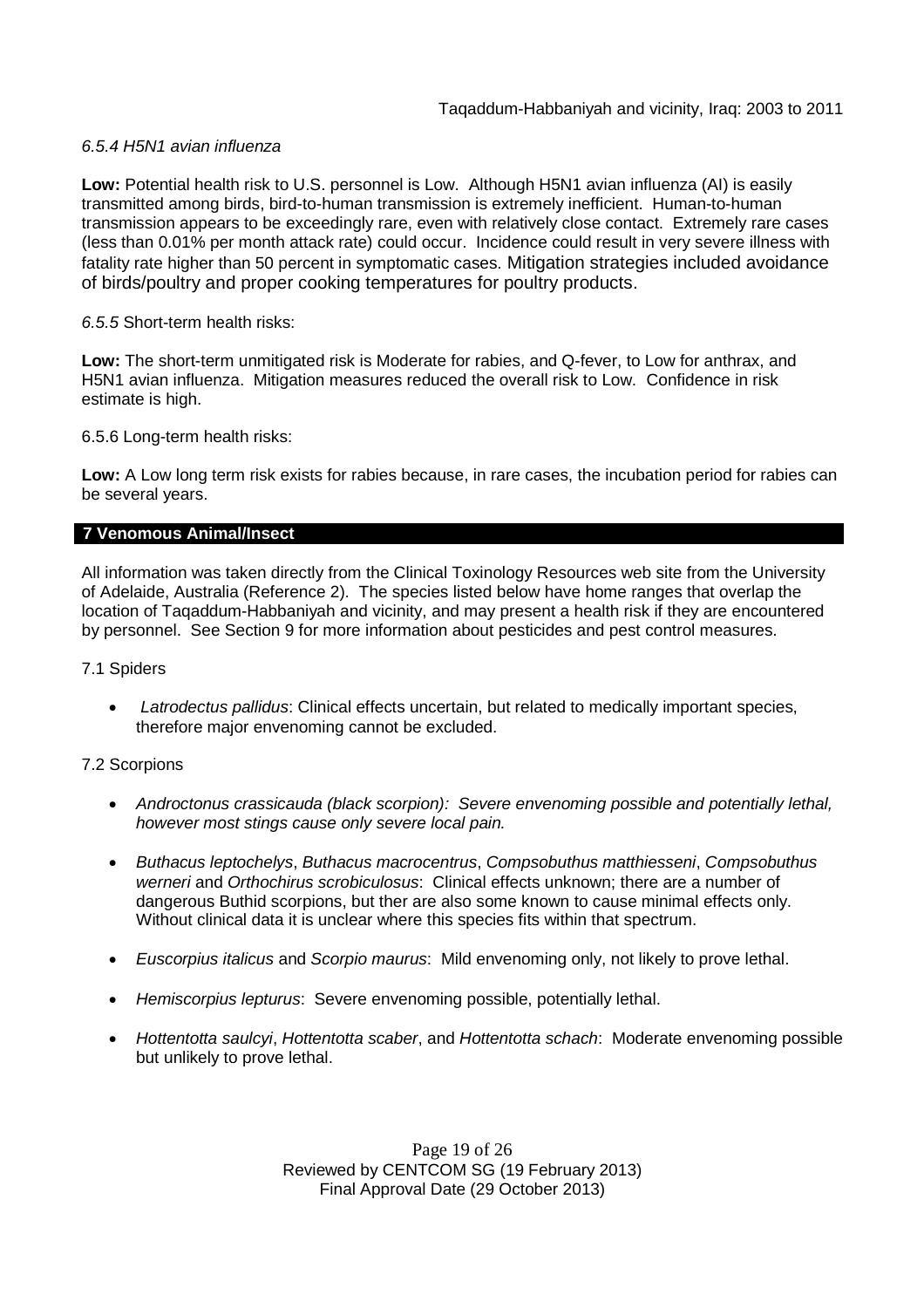*6.5.4 H5N1 avian influenza*

**Low:** Potential health risk to U.S. personnel is Low. Although H5N1 avian influenza (AI) is easily transmitted among birds, bird-to-human transmission is extremely inefficient. Human-to-human transmission appears to be exceedingly rare, even with relatively close contact. Extremely rare cases (less than 0.01% per month attack rate) could occur. Incidence could result in very severe illness with fatality rate higher than 50 percent in symptomatic cases. Mitigation strategies included avoidance of birds/poultry and proper cooking temperatures for poultry products.

*6.5.5* Short-term health risks:

**Low:** The short-term unmitigated risk is Moderate for rabies, and Q-fever, to Low for anthrax, and H5N1 avian influenza. Mitigation measures reduced the overall risk to Low. Confidence in risk estimate is high.

6.5.6 Long-term health risks:

**Low:** A Low long term risk exists for rabies because, in rare cases, the incubation period for rabies can be several years.

## 7 Venomous Animal/Insect

All information was taken directly from the Clinical Toxinology Resources web site from the University of Adelaide, Australia (Reference 2). The species listed below have home ranges that overlap the location of Taqaddum-Habbaniyah and vicinity, and may present a health risk if they are encountered by personnel. See Section 9 for more information about pesticides and pest control measures.

7.1 Spiders

- *Latrodectus pallidus*: Clinical effects uncertain, but related to medically important species, therefore major envenoming cannot be excluded.

7.2 Scorpions

- *Androctonus crassicauda (black scorpion): Severe envenoming possible and potentially lethal, however most stings cause only severe local pain.*
- *Buthacus leptochelys*, *Buthacus macrocentrus*, *Compsobuthus matthiesseni*, *Compsobuthus werneri* and *Orthochirus scrobiculosus*: Clinical effects unknown; there are a number of dangerous Buthid scorpions, but ther are also some known to cause minimal effects only. Without clinical data it is unclear where this species fits within that spectrum.
- *Euscorpius italicus* and *Scorpio maurus*: Mild envenoming only, not likely to prove lethal.
- *Hemiscorpius lepturus*: Severe envenoming possible, potentially lethal.
- *Hottentotta saulcyi*, *Hottentotta scaber*, and *Hottentotta schach*: Moderate envenoming possible but unlikely to prove lethal.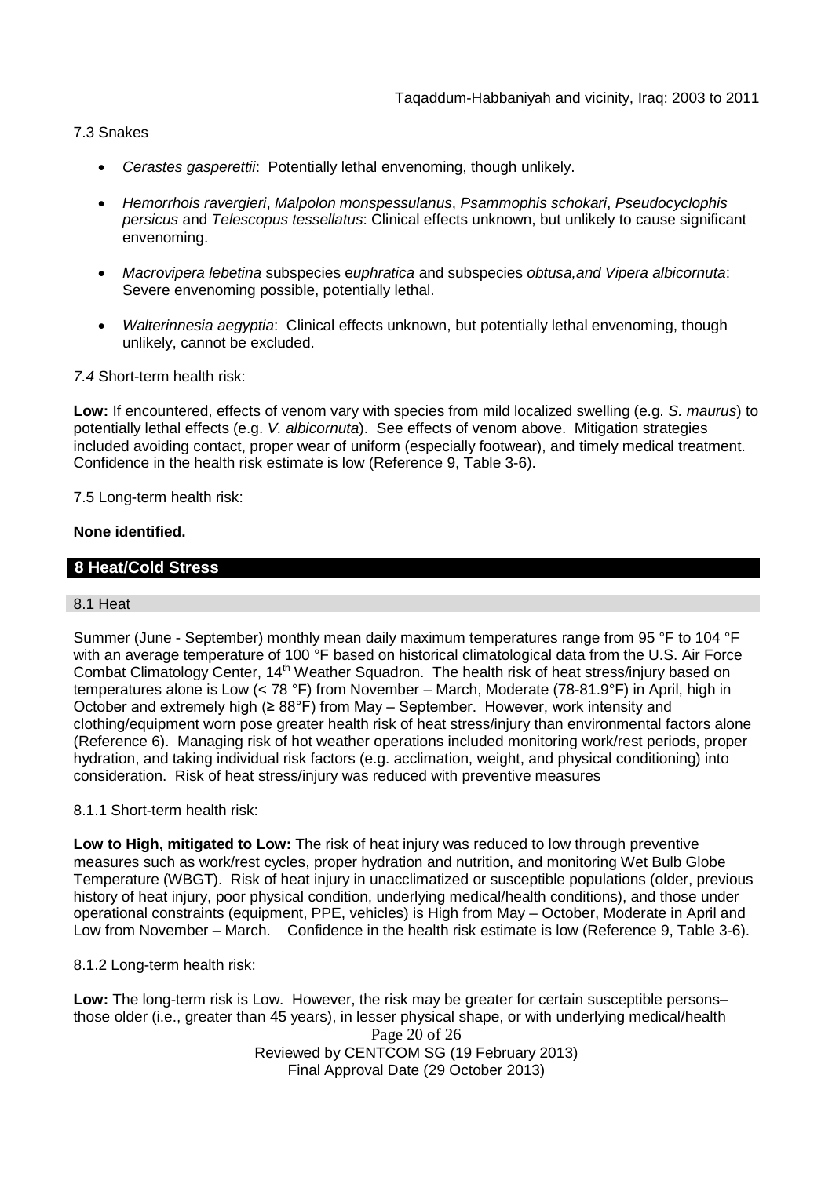7.3 Snakes

- *Cerastes gasperettii*: Potentially lethal envenoming, though unlikely.
- *Hemorrhois ravergieri*, *Malpolon monspessulanus*, *Psammophis schokari*, *Pseudocyclophis persicus* and *Telescopus tessellatus*: Clinical effects unknown, but unlikely to cause significant envenoming.
- *Macrovipera lebetina* subspecies e*uphratica* and subspecies *obtusa,and Vipera albicornuta*: Severe envenoming possible, potentially lethal.
- *Walterinnesia aegyptia*: Clinical effects unknown, but potentially lethal envenoming, though unlikely, cannot be excluded.

*7.4* Short-term health risk:

**Low:** If encountered, effects of venom vary with species from mild localized swelling (e.g. *S. maurus*) to potentially lethal effects (e.g. *V. albicornuta*). See effects of venom above. Mitigation strategies included avoiding contact, proper wear of uniform (especially footwear), and timely medical treatment. Confidence in the health risk estimate is low (Reference 9, Table 3-6).

7.5 Long-term health risk:

**None identified.**

## 8 Heat/Cold Stress

### 8.1 Heat

Summer (June - September) monthly mean daily maximum temperatures range from 95 °F to 104 °F with an average temperature of 100 °F based on historical climatological data from the U.S. Air Force Combat Climatology Center, 14th Weather Squadron. The health risk of heat stress/injury based on temperatures alone is Low (< 78 °F) from November – March, Moderate (78-81.9°F) in April, high in October and extremely high (≥ 88°F) from May – September. However, work intensity and clothing/equipment worn pose greater health risk of heat stress/injury than environmental factors alone (Reference 6). Managing risk of hot weather operations included monitoring work/rest periods, proper hydration, and taking individual risk factors (e.g. acclimation, weight, and physical conditioning) into consideration. Risk of heat stress/injury was reduced with preventive measures

8.1.1 Short-term health risk:

**Low to High, mitigated to Low:** The risk of heat injury was reduced to low through preventive measures such as work/rest cycles, proper hydration and nutrition, and monitoring Wet Bulb Globe Temperature (WBGT). Risk of heat injury in unacclimatized or susceptible populations (older, previous history of heat injury, poor physical condition, underlying medical/health conditions), and those under operational constraints (equipment, PPE, vehicles) is High from May – October, Moderate in April and Low from November – March. Confidence in the health risk estimate is low (Reference 9, Table 3-6).

8.1.2 Long-term health risk:

**Low:** The long-term risk is Low. However, the risk may be greater for certain susceptible persons– those older (i.e., greater than 45 years), in lesser physical shape, or with underlying medical/health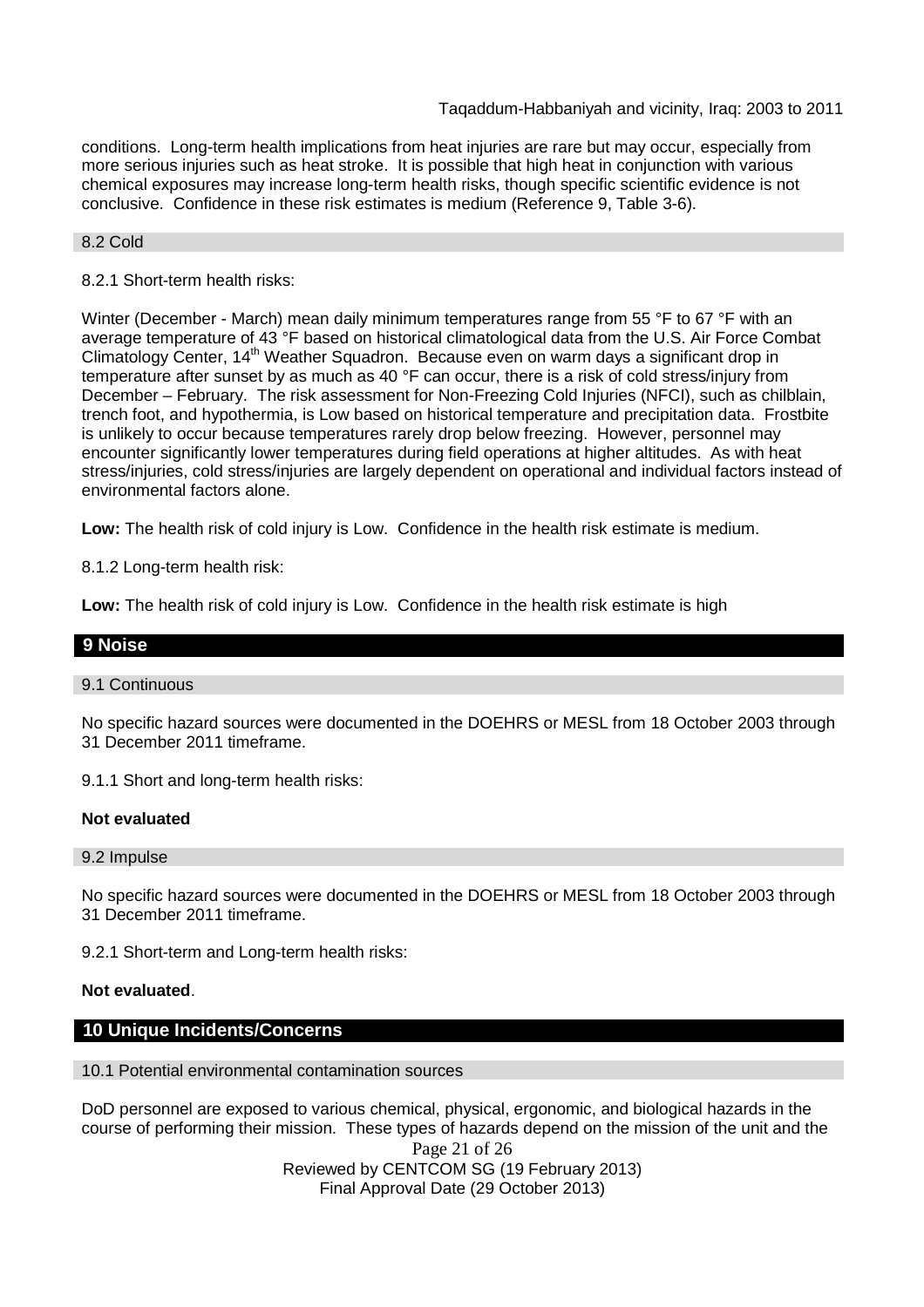conditions. Long-term health implications from heat injuries are rare but may occur, especially from more serious injuries such as heat stroke. It is possible that high heat in conjunction with various chemical exposures may increase long-term health risks, though specific scientific evidence is not conclusive. Confidence in these risk estimates is medium (Reference 9, Table 3-6).

### 8.2 Cold

8.2.1 Short-term health risks:

Winter (December - March) mean daily minimum temperatures range from 55 °F to 67 °F with an average temperature of 43 °F based on historical climatological data from the U.S. Air Force Combat Climatology Center, 14th Weather Squadron. Because even on warm days a significant drop in temperature after sunset by as much as 40 °F can occur, there is a risk of cold stress/injury from December – February. The risk assessment for Non-Freezing Cold Injuries (NFCI), such as chilblain, trench foot, and hypothermia, is Low based on historical temperature and precipitation data. Frostbite is unlikely to occur because temperatures rarely drop below freezing. However, personnel may encounter significantly lower temperatures during field operations at higher altitudes. As with heat stress/injuries, cold stress/injuries are largely dependent on operational and individual factors instead of environmental factors alone.

**Low:** The health risk of cold injury is Low. Confidence in the health risk estimate is medium.

8.1.2 Long-term health risk:

**Low:** The health risk of cold injury is Low. Confidence in the health risk estimate is high

## 9 Noise

### 9.1 Continuous

No specific hazard sources were documented in the DOEHRS or MESL from 18 October 2003 through 31 December 2011 timeframe.

9.1.1 Short and long-term health risks:

**Not evaluated**

### 9.2 Impulse

No specific hazard sources were documented in the DOEHRS or MESL from 18 October 2003 through 31 December 2011 timeframe.

9.2.1 Short-term and Long-term health risks:

**Not evaluated**.

## 10 Unique Incidents/Concerns

### 10.1 Potential environmental contamination sources

DoD personnel are exposed to various chemical, physical, ergonomic, and biological hazards in the course of performing their mission. These types of hazards depend on the mission of the unit and the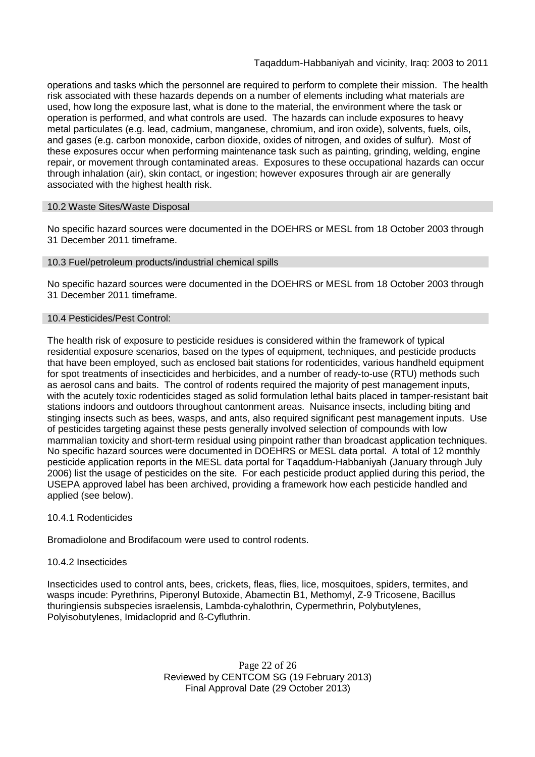operations and tasks which the personnel are required to perform to complete their mission. The health risk associated with these hazards depends on a number of elements including what materials are used, how long the exposure last, what is done to the material, the environment where the task or operation is performed, and what controls are used. The hazards can include exposures to heavy metal particulates (e.g. lead, cadmium, manganese, chromium, and iron oxide), solvents, fuels, oils, and gases (e.g. carbon monoxide, carbon dioxide, oxides of nitrogen, and oxides of sulfur). Most of these exposures occur when performing maintenance task such as painting, grinding, welding, engine repair, or movement through contaminated areas. Exposures to these occupational hazards can occur through inhalation (air), skin contact, or ingestion; however exposures through air are generally associated with the highest health risk.

### 10.2 Waste Sites/Waste Disposal

No specific hazard sources were documented in the DOEHRS or MESL from 18 October 2003 through 31 December 2011 timeframe.

### 10.3 Fuel/petroleum products/industrial chemical spills

No specific hazard sources were documented in the DOEHRS or MESL from 18 October 2003 through 31 December 2011 timeframe.

### 10.4 Pesticides/Pest Control:

The health risk of exposure to pesticide residues is considered within the framework of typical residential exposure scenarios, based on the types of equipment, techniques, and pesticide products that have been employed, such as enclosed bait stations for rodenticides, various handheld equipment for spot treatments of insecticides and herbicides, and a number of ready-to-use (RTU) methods such as aerosol cans and baits. The control of rodents required the majority of pest management inputs, with the acutely toxic rodenticides staged as solid formulation lethal baits placed in tamper-resistant bait stations indoors and outdoors throughout cantonment areas. Nuisance insects, including biting and stinging insects such as bees, wasps, and ants, also required significant pest management inputs. Use of pesticides targeting against these pests generally involved selection of compounds with low mammalian toxicity and short-term residual using pinpoint rather than broadcast application techniques. No specific hazard sources were documented in DOEHRS or MESL data portal. A total of 12 monthly pesticide application reports in the MESL data portal for Taqaddum-Habbaniyah (January through July 2006) list the usage of pesticides on the site. For each pesticide product applied during this period, the USEPA approved label has been archived, providing a framework how each pesticide handled and applied (see below).

#### 10.4.1 Rodenticides

Bromadiolone and Brodifacoum were used to control rodents.

#### 10.4.2 Insecticides

Insecticides used to control ants, bees, crickets, fleas, flies, lice, mosquitoes, spiders, termites, and wasps incude: Pyrethrins, Piperonyl Butoxide, Abamectin B1, Methomyl, Z-9 Tricosene, Bacillus thuringiensis subspecies israelensis, Lambda-cyhalothrin, Cypermethrin, Polybutylenes, Polyisobutylenes, Imidacloprid and ß-Cyfluthrin.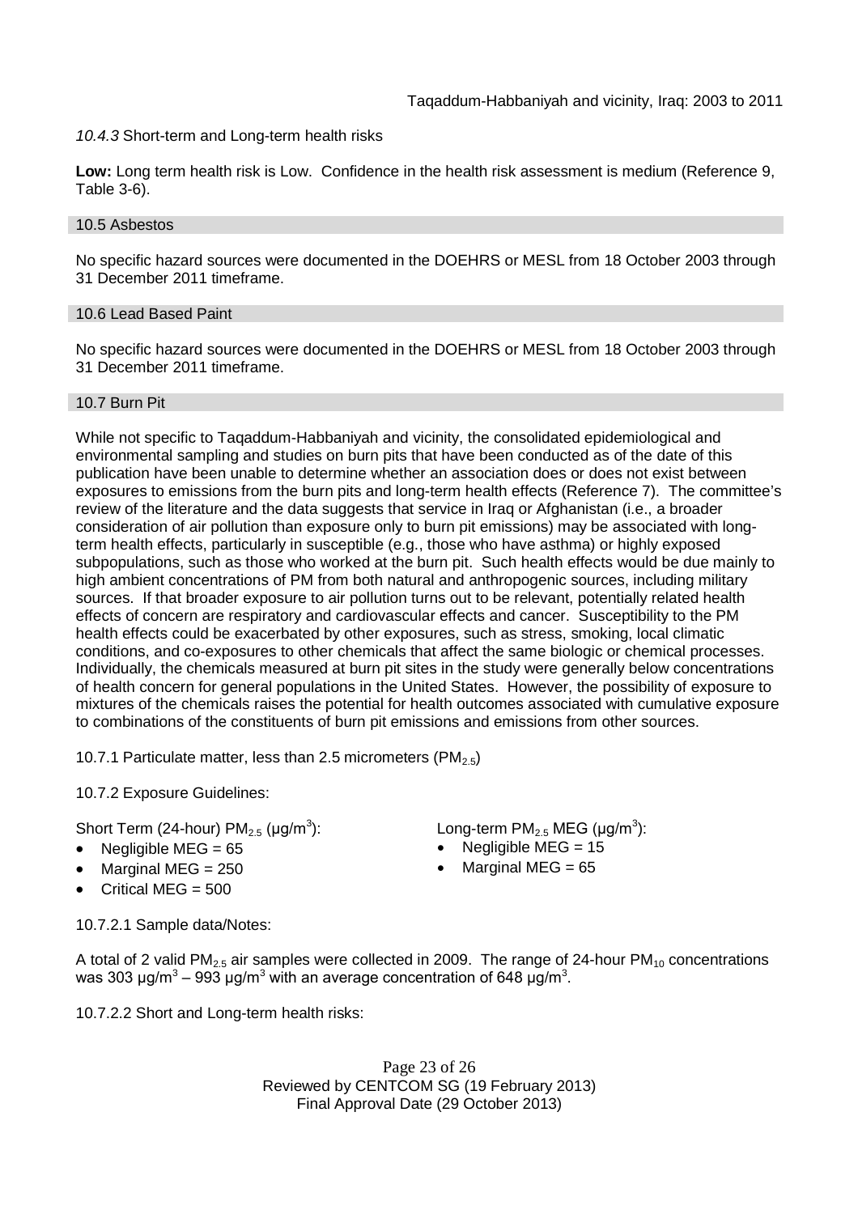*10.4.3* Short-term and Long-term health risks

**Low:** Long term health risk is Low. Confidence in the health risk assessment is medium (Reference 9, Table 3-6).

### 10.5 Asbestos

No specific hazard sources were documented in the DOEHRS or MESL from 18 October 2003 through 31 December 2011 timeframe.

### 10.6 Lead Based Paint

No specific hazard sources were documented in the DOEHRS or MESL from 18 October 2003 through 31 December 2011 timeframe.

### 10.7 Burn Pit

While not specific to Taqaddum-Habbaniyah and vicinity, the consolidated epidemiological and environmental sampling and studies on burn pits that have been conducted as of the date of this publication have been unable to determine whether an association does or does not exist between exposures to emissions from the burn pits and long-term health effects (Reference 7). The committee's review of the literature and the data suggests that service in Iraq or Afghanistan (i.e., a broader consideration of air pollution than exposure only to burn pit emissions) may be associated with long-term health effects, particularly in susceptible (e.g., those who have asthma) or highly exposed subpopulations, such as those who worked at the burn pit. Such health effects would be due mainly to high ambient concentrations of PM from both natural and anthropogenic sources, including military sources. If that broader exposure to air pollution turns out to be relevant, potentially related health effects of concern are respiratory and cardiovascular effects and cancer. Susceptibility to the PM health effects could be exacerbated by other exposures, such as stress, smoking, local climatic conditions, and co-exposures to other chemicals that affect the same biologic or chemical processes. Individually, the chemicals measured at burn pit sites in the study were generally below concentrations of health concern for general populations in the United States. However, the possibility of exposure to mixtures of the chemicals raises the potential for health outcomes associated with cumulative exposure to combinations of the constituents of burn pit emissions and emissions from other sources.

10.7.1 Particulate matter, less than 2.5 micrometers ($PM_{2.5}$)

10.7.2 Exposure Guidelines:

Short Term (24-hour) $PM_{2.5}$ ($\mu g/m^3$):

- Negligible MEG = 65
- Marginal MEG = 250
- Critical MEG = 500

Long-term $PM_{2.5}$ MEG ($\mu g/m^3$):

- Negligible MEG = 15
- Marginal MEG = 65

10.7.2.1 Sample data/Notes:

A total of 2 valid $PM_{2.5}$ air samples were collected in 2009. The range of 24-hour $PM_{10}$ concentrations was 303 $\mu g/m^3$ – 993 $\mu g/m^3$ with an average concentration of 648 $\mu g/m^3$.

10.7.2.2 Short and Long-term health risks: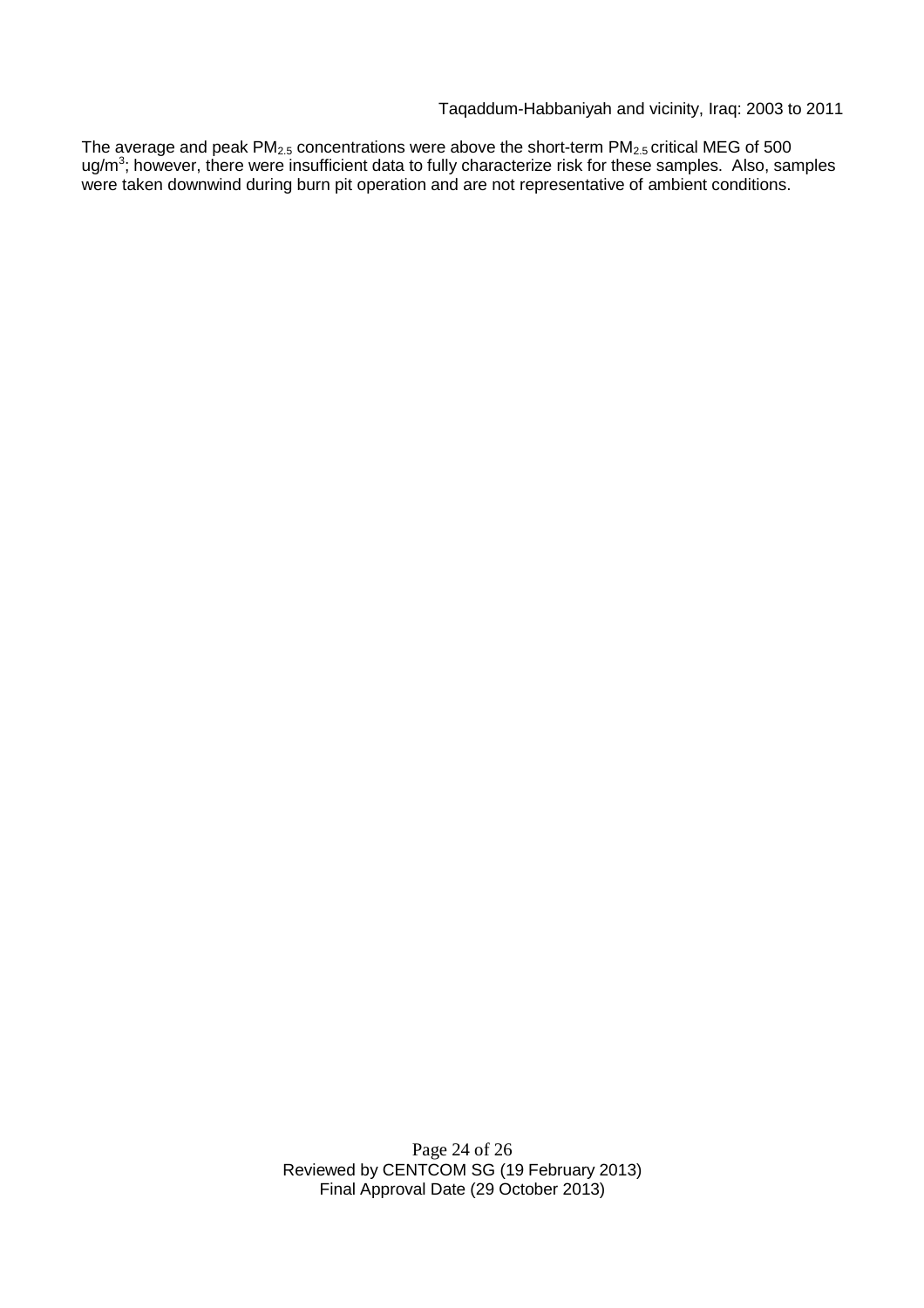The average and peak $PM_{2.5}$ concentrations were above the short-term $PM_{2.5}$ critical MEG of 500 ug/m$^3$; however, there were insufficient data to fully characterize risk for these samples. Also, samples were taken downwind during burn pit operation and are not representative of ambient conditions.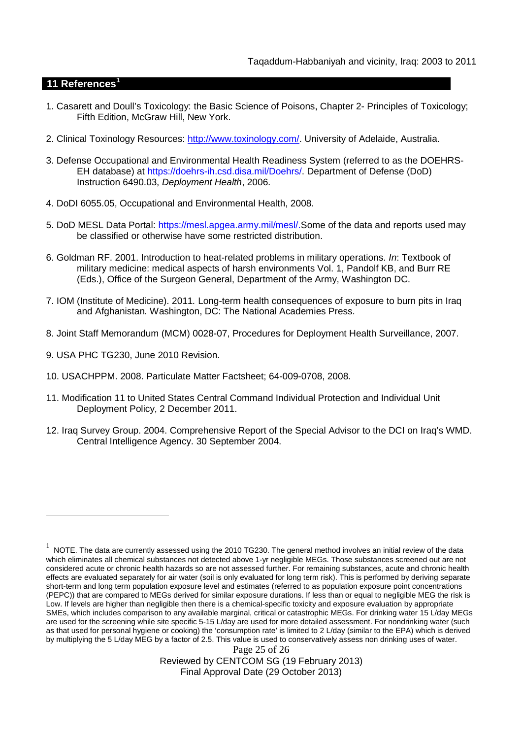## 11 References[1]

1. Casarett and Doull's Toxicology: the Basic Science of Poisons, Chapter 2- Principles of Toxicology; Fifth Edition, McGraw Hill, New York.

2. Clinical Toxinology Resources: http://www.toxinology.com/. University of Adelaide, Australia.

3. Defense Occupational and Environmental Health Readiness System (referred to as the DOEHRS-EH database) at https://doehrs-ih.csd.disa.mil/Doehrs/. Department of Defense (DoD) Instruction 6490.03, *Deployment Health*, 2006.

4. DoDI 6055.05, Occupational and Environmental Health, 2008.

5. DoD MESL Data Portal: https://mesl.apgea.army.mil/mesl/.Some of the data and reports used may be classified or otherwise have some restricted distribution.

6. Goldman RF. 2001. Introduction to heat-related problems in military operations. *In*: Textbook of military medicine: medical aspects of harsh environments Vol. 1, Pandolf KB, and Burr RE (Eds.), Office of the Surgeon General, Department of the Army, Washington DC.

7. IOM (Institute of Medicine). 2011*.* Long-term health consequences of exposure to burn pits in Iraq and Afghanistan*.* Washington, DC: The National Academies Press.

8. Joint Staff Memorandum (MCM) 0028-07, Procedures for Deployment Health Surveillance, 2007.

9. USA PHC TG230, June 2010 Revision.

10. USACHPPM. 2008. Particulate Matter Factsheet; 64-009-0708, 2008.

11. Modification 11 to United States Central Command Individual Protection and Individual Unit Deployment Policy, 2 December 2011.

12. Iraq Survey Group. 2004. Comprehensive Report of the Special Advisor to the DCI on Iraq's WMD. Central Intelligence Agency. 30 September 2004.

---

[1] NOTE. The data are currently assessed using the 2010 TG230. The general method involves an initial review of the data which eliminates all chemical substances not detected above 1-yr negligible MEGs. Those substances screened out are not considered acute or chronic health hazards so are not assessed further. For remaining substances, acute and chronic health effects are evaluated separately for air water (soil is only evaluated for long term risk). This is performed by deriving separate short-term and long term population exposure level and estimates (referred to as population exposure point concentrations (PEPC)) that are compared to MEGs derived for similar exposure durations. If less than or equal to negligible MEG the risk is Low. If levels are higher than negligible then there is a chemical-specific toxicity and exposure evaluation by appropriate SMEs, which includes comparison to any available marginal, critical or catastrophic MEGs. For drinking water 15 L/day MEGs are used for the screening while site specific 5-15 L/day are used for more detailed assessment. For nondrinking water (such as that used for personal hygiene or cooking) the 'consumption rate' is limited to 2 L/day (similar to the EPA) which is derived by multiplying the 5 L/day MEG by a factor of 2.5. This value is used to conservatively assess non drinking uses of water.

Reviewed by CENTCOM SG (19 February 2013)
Final Approval Date (29 October 2013)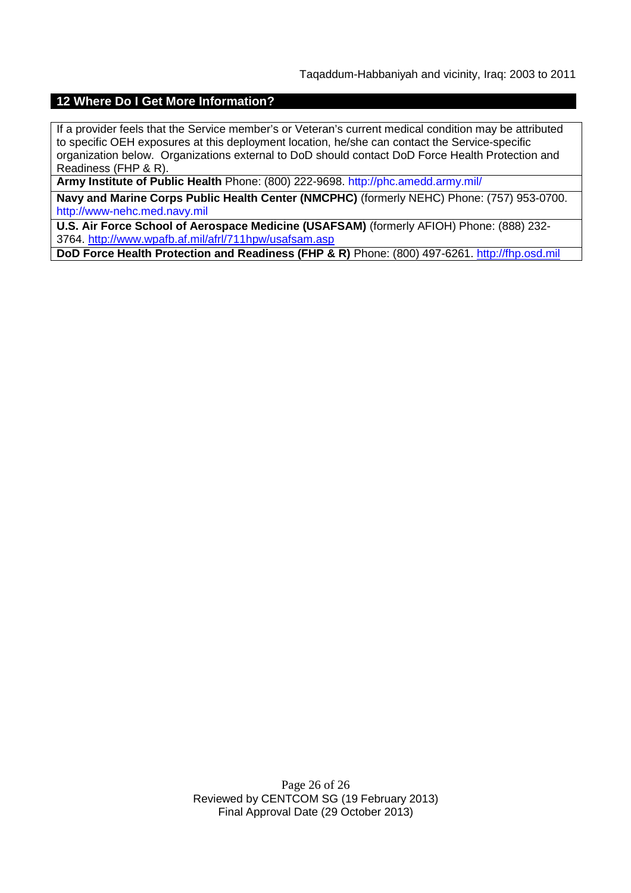## 12 Where Do I Get More Information?

If a provider feels that the Service member's or Veteran's current medical condition may be attributed to specific OEH exposures at this deployment location, he/she can contact the Service-specific organization below. Organizations external to DoD should contact DoD Force Health Protection and Readiness (FHP & R).

**Army Institute of Public Health** Phone: (800) 222-9698. http://phc.amedd.army.mil/

**Navy and Marine Corps Public Health Center (NMCPHC)** (formerly NEHC) Phone: (757) 953-0700. http://www-nehc.med.navy.mil

**U.S. Air Force School of Aerospace Medicine (USAFSAM)** (formerly AFIOH) Phone: (888) 232-3764. http://www.wpafb.af.mil/afrl/711hpw/usafsam.asp

**DoD Force Health Protection and Readiness (FHP & R)** Phone: (800) 497-6261. http://fhp.osd.mil

Reviewed by CENTCOM SG (19 February 2013)
Final Approval Date (29 October 2013)